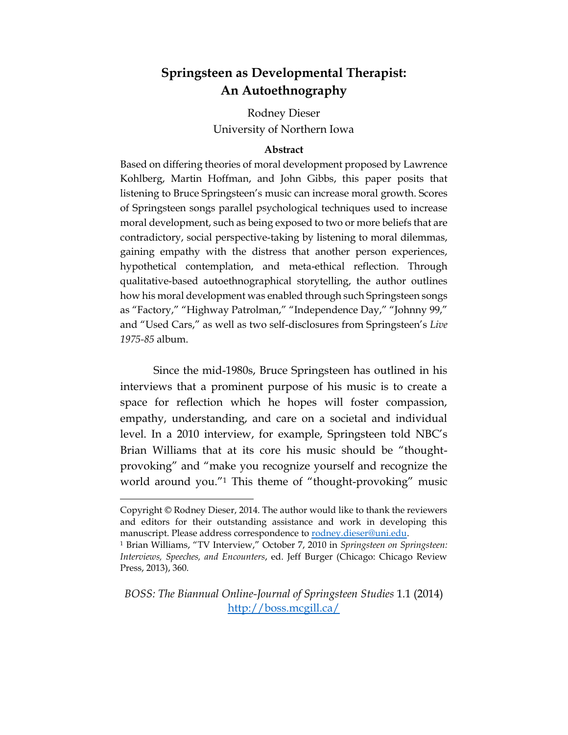# Springsteen as Developmental Therapist: An Autoethnography

Rodney Dieser
University of Northern Iowa

**Abstract**

Based on differing theories of moral development proposed by Lawrence Kohlberg, Martin Hoffman, and John Gibbs, this paper posits that listening to Bruce Springsteen's music can increase moral growth. Scores of Springsteen songs parallel psychological techniques used to increase moral development, such as being exposed to two or more beliefs that are contradictory, social perspective-taking by listening to moral dilemmas, gaining empathy with the distress that another person experiences, hypothetical contemplation, and meta-ethical reflection. Through qualitative-based autoethnographical storytelling, the author outlines how his moral development was enabled through such Springsteen songs as "Factory," "Highway Patrolman," "Independence Day," "Johnny 99," and "Used Cars," as well as two self-disclosures from Springsteen's *Live 1975-85* album.

Since the mid-1980s, Bruce Springsteen has outlined in his interviews that a prominent purpose of his music is to create a space for reflection which he hopes will foster compassion, empathy, understanding, and care on a societal and individual level. In a 2010 interview, for example, Springsteen told NBC's Brian Williams that at its core his music should be "thought-provoking" and "make you recognize yourself and recognize the world around you."[1] This theme of "thought-provoking" music

---

Copyright © Rodney Dieser, 2014. The author would like to thank the reviewers and editors for their outstanding assistance and work in developing this manuscript. Please address correspondence to rodney.dieser@uni.edu.

[1] Brian Williams, "TV Interview," October 7, 2010 in *Springsteen on Springsteen: Interviews, Speeches, and Encounters*, ed. Jeff Burger (Chicago: Chicago Review Press, 2013), 360.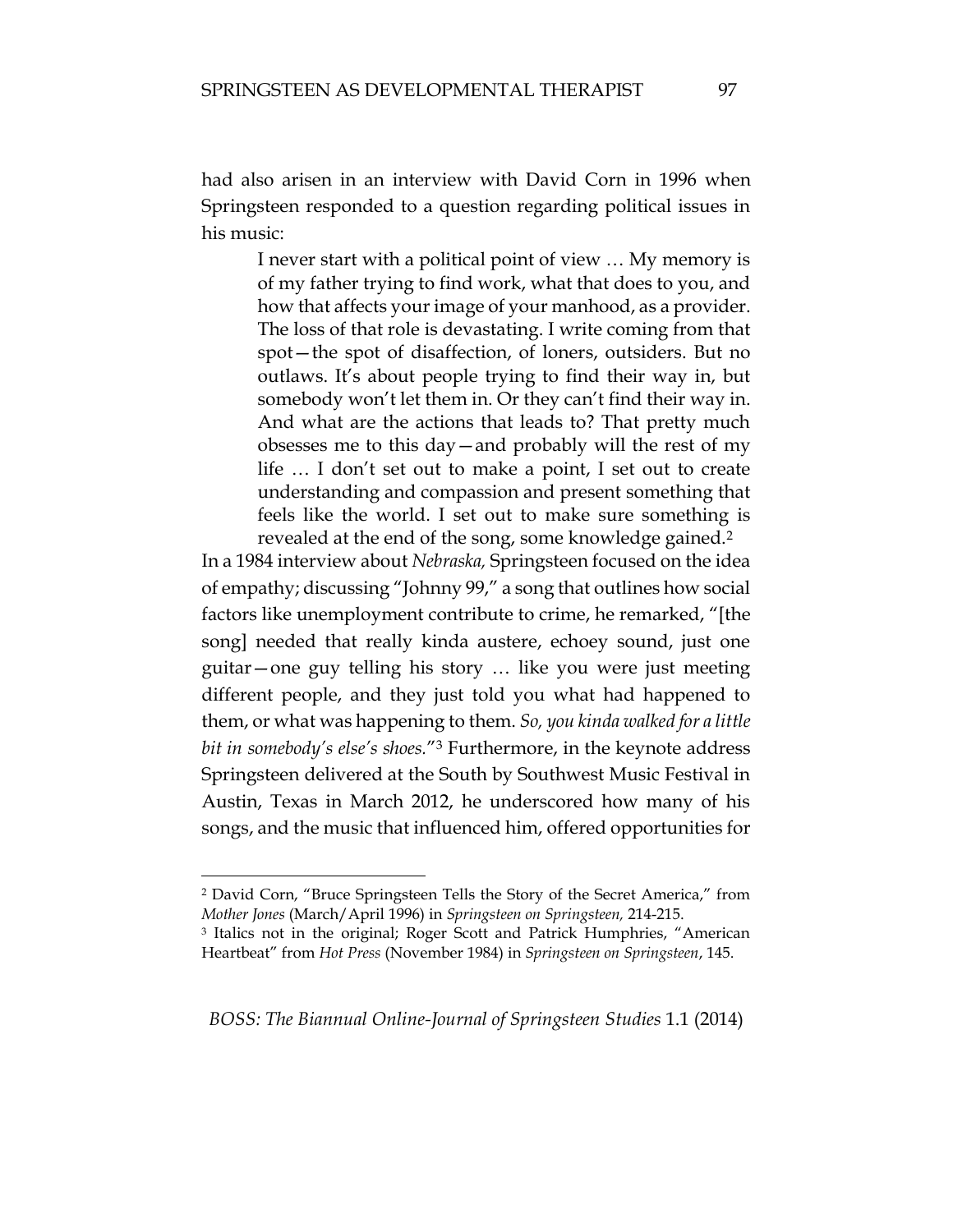had also arisen in an interview with David Corn in 1996 when Springsteen responded to a question regarding political issues in his music:

> I never start with a political point of view … My memory is of my father trying to find work, what that does to you, and how that affects your image of your manhood, as a provider. The loss of that role is devastating. I write coming from that spot—the spot of disaffection, of loners, outsiders. But no outlaws. It's about people trying to find their way in, but somebody won't let them in. Or they can't find their way in. And what are the actions that leads to? That pretty much obsesses me to this day—and probably will the rest of my life … I don't set out to make a point, I set out to create understanding and compassion and present something that feels like the world. I set out to make sure something is revealed at the end of the song, some knowledge gained.[2]

In a 1984 interview about *Nebraska,* Springsteen focused on the idea of empathy; discussing "Johnny 99," a song that outlines how social factors like unemployment contribute to crime, he remarked, "[the song] needed that really kinda austere, echoey sound, just one guitar—one guy telling his story … like you were just meeting different people, and they just told you what had happened to them, or what was happening to them. *So, you kinda walked for a little bit in somebody's else's shoes.*"[3] Furthermore, in the keynote address Springsteen delivered at the South by Southwest Music Festival in Austin, Texas in March 2012, he underscored how many of his songs, and the music that influenced him, offered opportunities for

---

[2] David Corn, "Bruce Springsteen Tells the Story of the Secret America," from *Mother Jones* (March/April 1996) in *Springsteen on Springsteen,* 214-215.

[3] Italics not in the original; Roger Scott and Patrick Humphries, "American Heartbeat" from *Hot Press* (November 1984) in *Springsteen on Springsteen*, 145.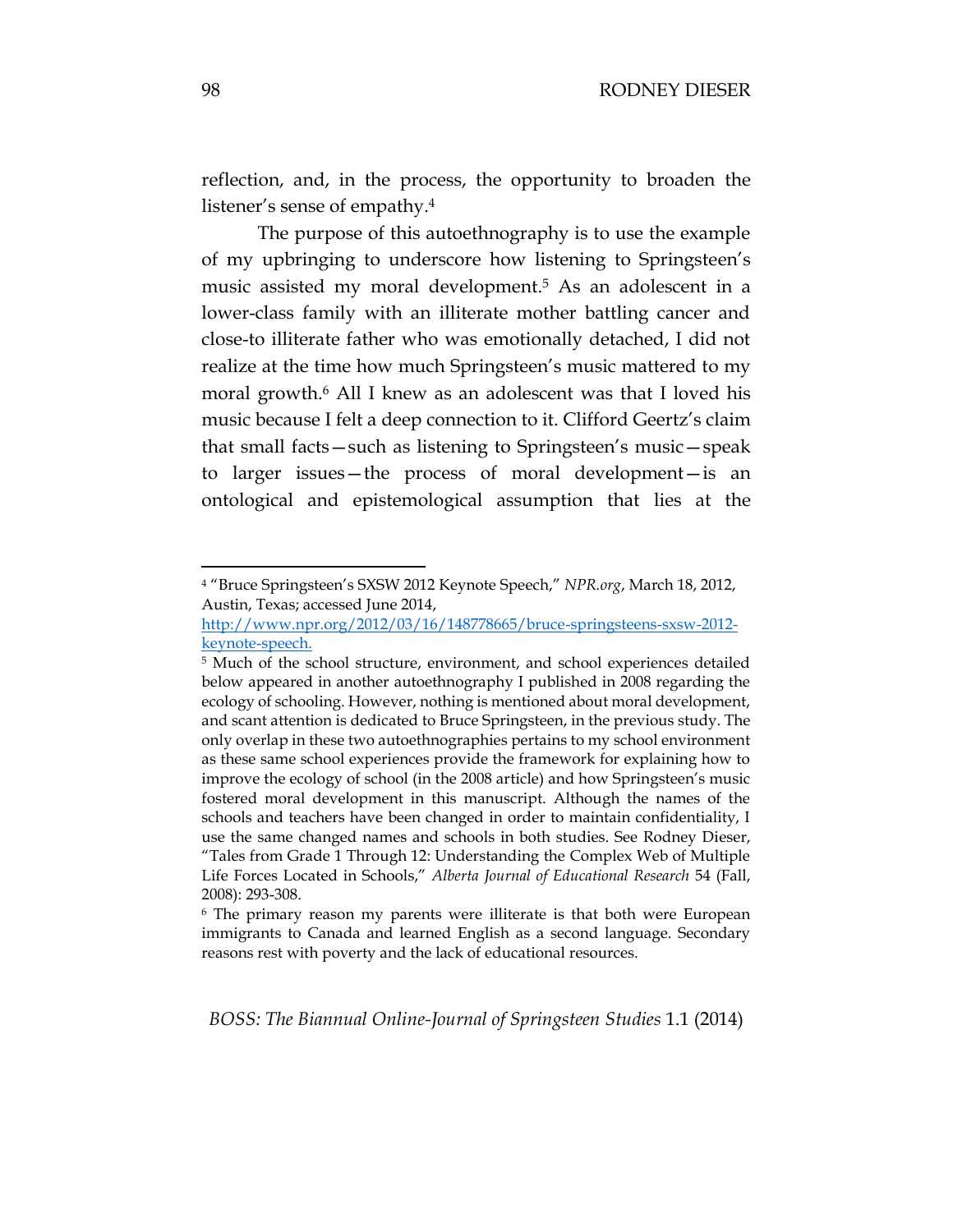reflection, and, in the process, the opportunity to broaden the listener's sense of empathy.[4]

The purpose of this autoethnography is to use the example of my upbringing to underscore how listening to Springsteen's music assisted my moral development.[5] As an adolescent in a lower-class family with an illiterate mother battling cancer and close-to illiterate father who was emotionally detached, I did not realize at the time how much Springsteen's music mattered to my moral growth.[6] All I knew as an adolescent was that I loved his music because I felt a deep connection to it. Clifford Geertz's claim that small facts—such as listening to Springsteen's music—speak to larger issues—the process of moral development—is an ontological and epistemological assumption that lies at the

---

[4] "Bruce Springsteen's SXSW 2012 Keynote Speech," *NPR.org*, March 18, 2012, Austin, Texas; accessed June 2014, [http://www.npr.org/2012/03/16/148778665/bruce-springsteens-sxsw-2012-keynote-speech.](http://www.npr.org/2012/03/16/148778665/bruce-springsteens-sxsw-2012-keynote-speech)

[5] Much of the school structure, environment, and school experiences detailed below appeared in another autoethnography I published in 2008 regarding the ecology of schooling. However, nothing is mentioned about moral development, and scant attention is dedicated to Bruce Springsteen, in the previous study. The only overlap in these two autoethnographies pertains to my school environment as these same school experiences provide the framework for explaining how to improve the ecology of school (in the 2008 article) and how Springsteen's music fostered moral development in this manuscript. Although the names of the schools and teachers have been changed in order to maintain confidentiality, I use the same changed names and schools in both studies. See Rodney Dieser, "Tales from Grade 1 Through 12: Understanding the Complex Web of Multiple Life Forces Located in Schools," *Alberta Journal of Educational Research* 54 (Fall, 2008): 293-308.

[6] The primary reason my parents were illiterate is that both were European immigrants to Canada and learned English as a second language. Secondary reasons rest with poverty and the lack of educational resources.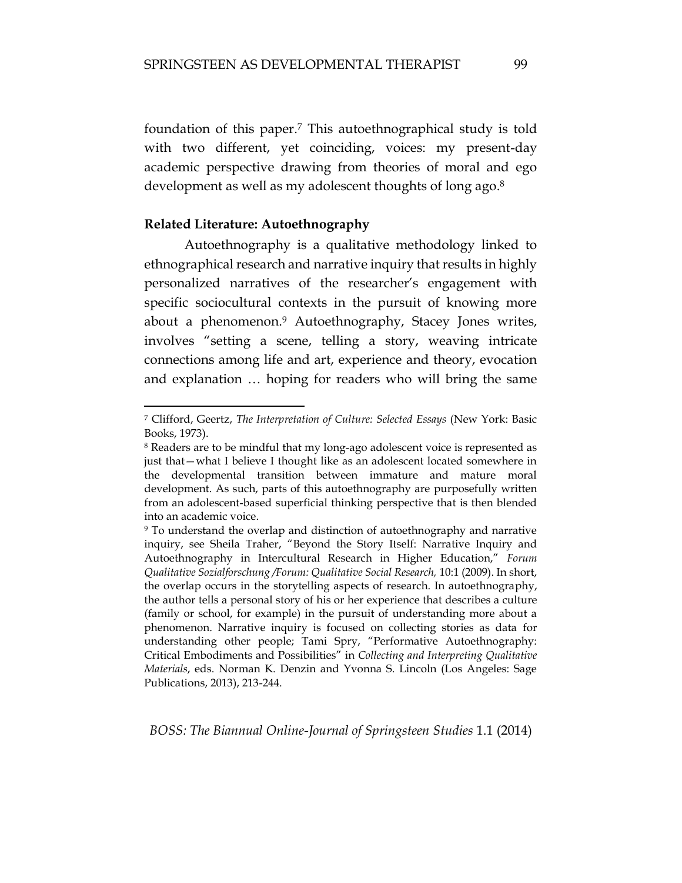foundation of this paper.[7] This autoethnographical study is told with two different, yet coinciding, voices: my present-day academic perspective drawing from theories of moral and ego development as well as my adolescent thoughts of long ago.[8]

**Related Literature: Autoethnography**

Autoethnography is a qualitative methodology linked to ethnographical research and narrative inquiry that results in highly personalized narratives of the researcher's engagement with specific sociocultural contexts in the pursuit of knowing more about a phenomenon.[9] Autoethnography, Stacey Jones writes, involves "setting a scene, telling a story, weaving intricate connections among life and art, experience and theory, evocation and explanation … hoping for readers who will bring the same

---

[7] Clifford, Geertz, *The Interpretation of Culture: Selected Essays* (New York: Basic Books, 1973).

[8] Readers are to be mindful that my long-ago adolescent voice is represented as just that—what I believe I thought like as an adolescent located somewhere in the developmental transition between immature and mature moral development. As such, parts of this autoethnography are purposefully written from an adolescent-based superficial thinking perspective that is then blended into an academic voice.

[9] To understand the overlap and distinction of autoethnography and narrative inquiry, see Sheila Traher, "Beyond the Story Itself: Narrative Inquiry and Autoethnography in Intercultural Research in Higher Education," *Forum Qualitative Sozialforschung /Forum: Qualitative Social Research,* 10:1 (2009). In short, the overlap occurs in the storytelling aspects of research. In autoethnography, the author tells a personal story of his or her experience that describes a culture (family or school, for example) in the pursuit of understanding more about a phenomenon. Narrative inquiry is focused on collecting stories as data for understanding other people; Tami Spry, "Performative Autoethnography: Critical Embodiments and Possibilities" in *Collecting and Interpreting Qualitative Materials*, eds. Norman K. Denzin and Yvonna S. Lincoln (Los Angeles: Sage Publications, 2013), 213-244.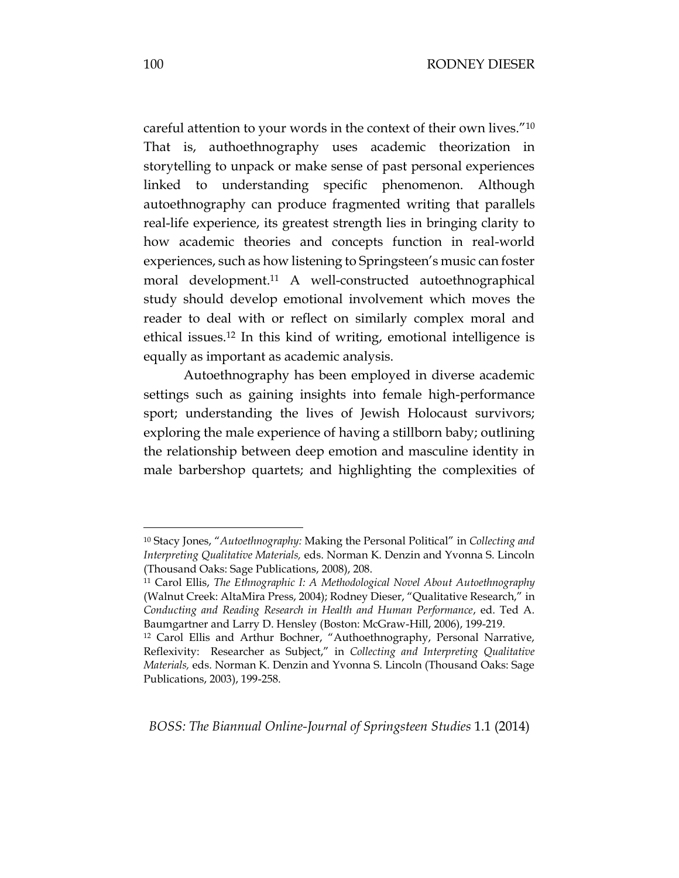careful attention to your words in the context of their own lives."[10] That is, authoethnography uses academic theorization in storytelling to unpack or make sense of past personal experiences linked to understanding specific phenomenon. Although autoethnography can produce fragmented writing that parallels real-life experience, its greatest strength lies in bringing clarity to how academic theories and concepts function in real-world experiences, such as how listening to Springsteen's music can foster moral development.[11] A well-constructed autoethnographical study should develop emotional involvement which moves the reader to deal with or reflect on similarly complex moral and ethical issues.[12] In this kind of writing, emotional intelligence is equally as important as academic analysis.

Autoethnography has been employed in diverse academic settings such as gaining insights into female high-performance sport; understanding the lives of Jewish Holocaust survivors; exploring the male experience of having a stillborn baby; outlining the relationship between deep emotion and masculine identity in male barbershop quartets; and highlighting the complexities of

---

[10] Stacy Jones, "*Autoethnography:* Making the Personal Political" in *Collecting and Interpreting Qualitative Materials,* eds. Norman K. Denzin and Yvonna S. Lincoln (Thousand Oaks: Sage Publications, 2008), 208.

[11] Carol Ellis, *The Ethnographic I: A Methodological Novel About Autoethnography* (Walnut Creek: AltaMira Press, 2004); Rodney Dieser, "Qualitative Research," in *Conducting and Reading Research in Health and Human Performance*, ed. Ted A. Baumgartner and Larry D. Hensley (Boston: McGraw-Hill, 2006), 199-219.

[12] Carol Ellis and Arthur Bochner, "Authoethnography, Personal Narrative, Reflexivity: Researcher as Subject," in *Collecting and Interpreting Qualitative Materials,* eds. Norman K. Denzin and Yvonna S. Lincoln (Thousand Oaks: Sage Publications, 2003), 199-258.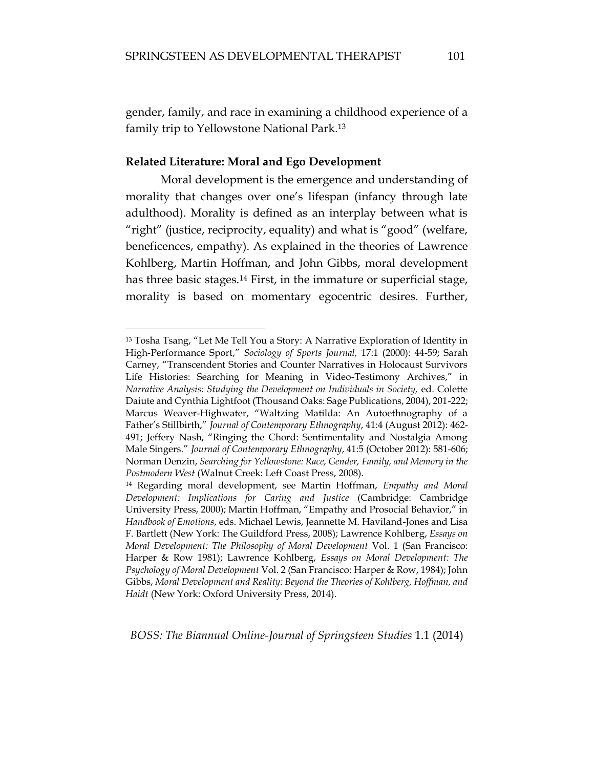gender, family, and race in examining a childhood experience of a family trip to Yellowstone National Park.[13]

### Related Literature: Moral and Ego Development

Moral development is the emergence and understanding of morality that changes over one's lifespan (infancy through late adulthood). Morality is defined as an interplay between what is "right" (justice, reciprocity, equality) and what is "good" (welfare, beneficences, empathy). As explained in the theories of Lawrence Kohlberg, Martin Hoffman, and John Gibbs, moral development has three basic stages.[14] First, in the immature or superficial stage, morality is based on momentary egocentric desires. Further,

---

[13] Tosha Tsang, "Let Me Tell You a Story: A Narrative Exploration of Identity in High-Performance Sport," *Sociology of Sports Journal,* 17:1 (2000): 44-59; Sarah Carney, "Transcendent Stories and Counter Narratives in Holocaust Survivors Life Histories: Searching for Meaning in Video-Testimony Archives," in *Narrative Analysis: Studying the Development on Individuals in Society,* ed. Colette Daiute and Cynthia Lightfoot (Thousand Oaks: Sage Publications, 2004), 201-222; Marcus Weaver-Highwater, "Waltzing Matilda: An Autoethnography of a Father's Stillbirth," *Journal of Contemporary Ethnography*, 41:4 (August 2012): 462-491; Jeffery Nash, "Ringing the Chord: Sentimentality and Nostalgia Among Male Singers." *Journal of Contemporary Ethnography*, 41:5 (October 2012): 581-606; Norman Denzin, *Searching for Yellowstone: Race, Gender, Family, and Memory in the Postmodern West* (Walnut Creek: Left Coast Press, 2008).

[14] Regarding moral development, see Martin Hoffman, *Empathy and Moral Development: Implications for Caring and Justice* (Cambridge: Cambridge University Press, 2000); Martin Hoffman, "Empathy and Prosocial Behavior," in *Handbook of Emotions*, eds. Michael Lewis, Jeannette M. Haviland-Jones and Lisa F. Bartlett (New York: The Guildford Press, 2008); Lawrence Kohlberg, *Essays on Moral Development: The Philosophy of Moral Development* Vol. 1 (San Francisco: Harper & Row 1981); Lawrence Kohlberg, *Essays on Moral Development: The Psychology of Moral Development* Vol. 2 (San Francisco: Harper & Row, 1984); John Gibbs, *Moral Development and Reality: Beyond the Theories of Kohlberg, Hoffman, and Haidt* (New York: Oxford University Press, 2014).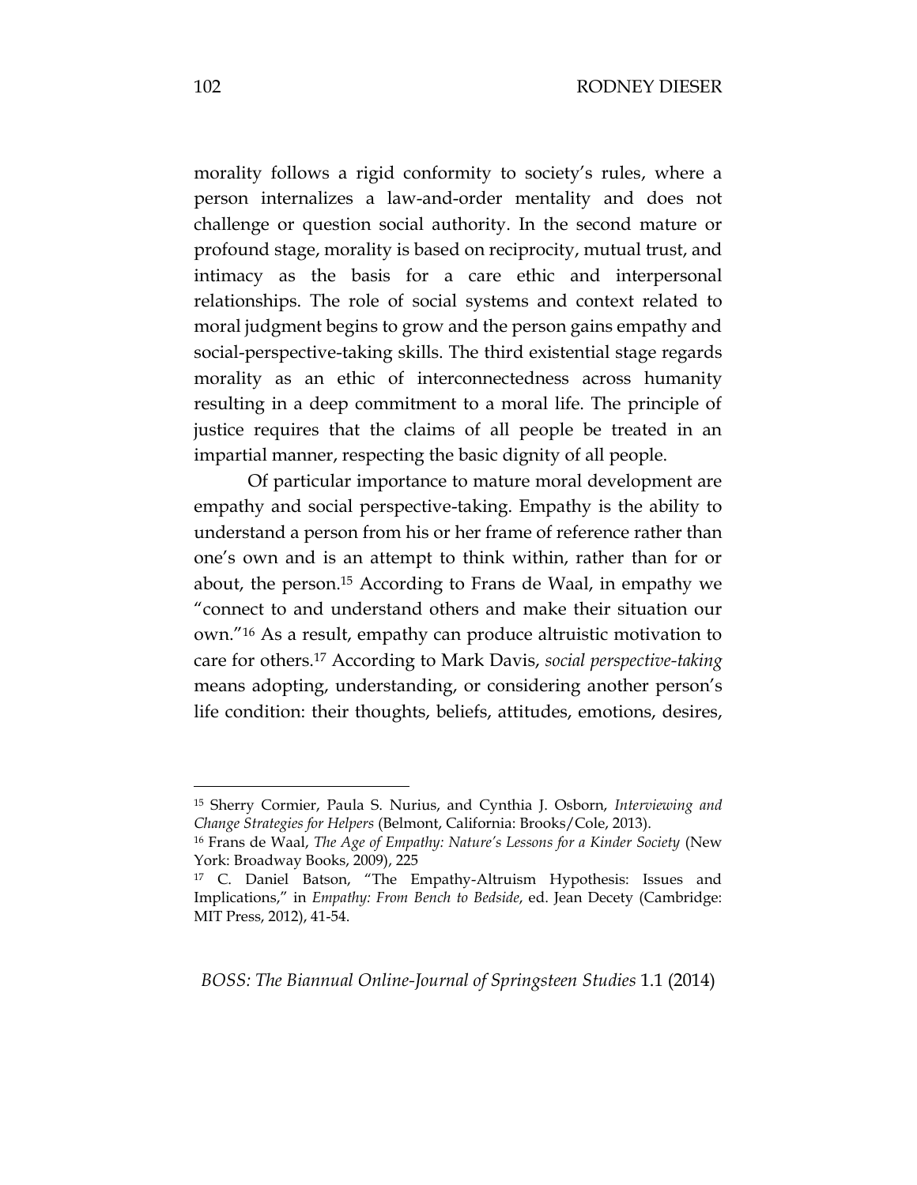morality follows a rigid conformity to society's rules, where a person internalizes a law-and-order mentality and does not challenge or question social authority. In the second mature or profound stage, morality is based on reciprocity, mutual trust, and intimacy as the basis for a care ethic and interpersonal relationships. The role of social systems and context related to moral judgment begins to grow and the person gains empathy and social-perspective-taking skills. The third existential stage regards morality as an ethic of interconnectedness across humanity resulting in a deep commitment to a moral life. The principle of justice requires that the claims of all people be treated in an impartial manner, respecting the basic dignity of all people.

Of particular importance to mature moral development are empathy and social perspective-taking. Empathy is the ability to understand a person from his or her frame of reference rather than one's own and is an attempt to think within, rather than for or about, the person.[15] According to Frans de Waal, in empathy we "connect to and understand others and make their situation our own."[16] As a result, empathy can produce altruistic motivation to care for others.[17] According to Mark Davis, *social perspective-taking* means adopting, understanding, or considering another person's life condition: their thoughts, beliefs, attitudes, emotions, desires,

---

[15] Sherry Cormier, Paula S. Nurius, and Cynthia J. Osborn, *Interviewing and Change Strategies for Helpers* (Belmont, California: Brooks/Cole, 2013).

[16] Frans de Waal, *The Age of Empathy: Nature's Lessons for a Kinder Society* (New York: Broadway Books, 2009), 225

[17] C. Daniel Batson, "The Empathy-Altruism Hypothesis: Issues and Implications," in *Empathy: From Bench to Bedside*, ed. Jean Decety (Cambridge: MIT Press, 2012), 41-54.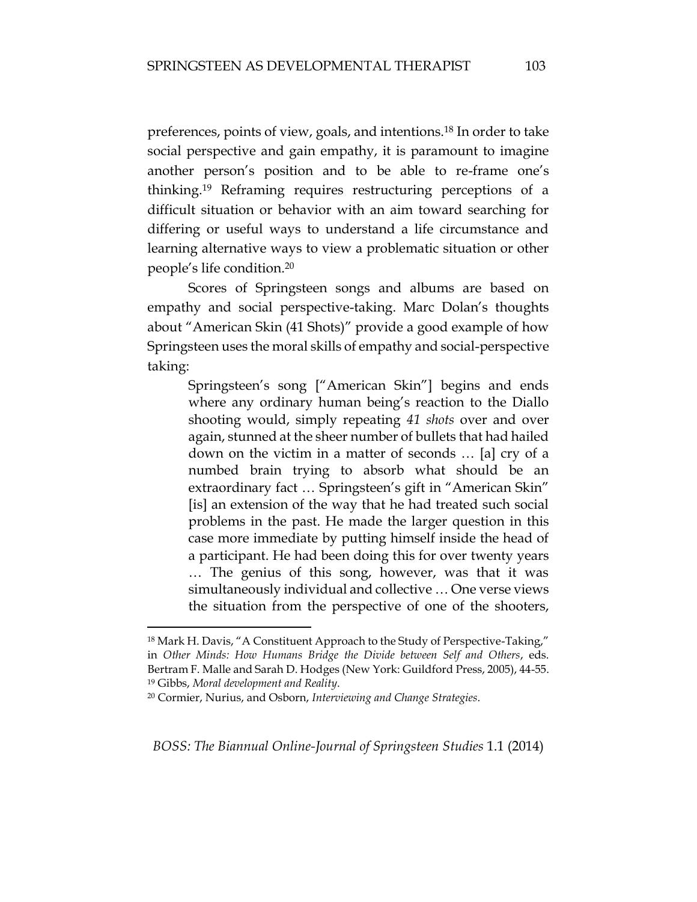preferences, points of view, goals, and intentions.[18] In order to take social perspective and gain empathy, it is paramount to imagine another person's position and to be able to re-frame one's thinking.[19] Reframing requires restructuring perceptions of a difficult situation or behavior with an aim toward searching for differing or useful ways to understand a life circumstance and learning alternative ways to view a problematic situation or other people's life condition.[20]

Scores of Springsteen songs and albums are based on empathy and social perspective-taking. Marc Dolan's thoughts about "American Skin (41 Shots)" provide a good example of how Springsteen uses the moral skills of empathy and social-perspective taking:

> Springsteen's song ["American Skin"] begins and ends where any ordinary human being's reaction to the Diallo shooting would, simply repeating *41 shots* over and over again, stunned at the sheer number of bullets that had hailed down on the victim in a matter of seconds … [a] cry of a numbed brain trying to absorb what should be an extraordinary fact … Springsteen's gift in "American Skin" [is] an extension of the way that he had treated such social problems in the past. He made the larger question in this case more immediate by putting himself inside the head of a participant. He had been doing this for over twenty years … The genius of this song, however, was that it was simultaneously individual and collective … One verse views the situation from the perspective of one of the shooters,

---

[18] Mark H. Davis, "A Constituent Approach to the Study of Perspective-Taking," in *Other Minds: How Humans Bridge the Divide between Self and Others*, eds. Bertram F. Malle and Sarah D. Hodges (New York: Guildford Press, 2005), 44-55.

[19] Gibbs, *Moral development and Reality*.

[20] Cormier, Nurius, and Osborn, *Interviewing and Change Strategies*.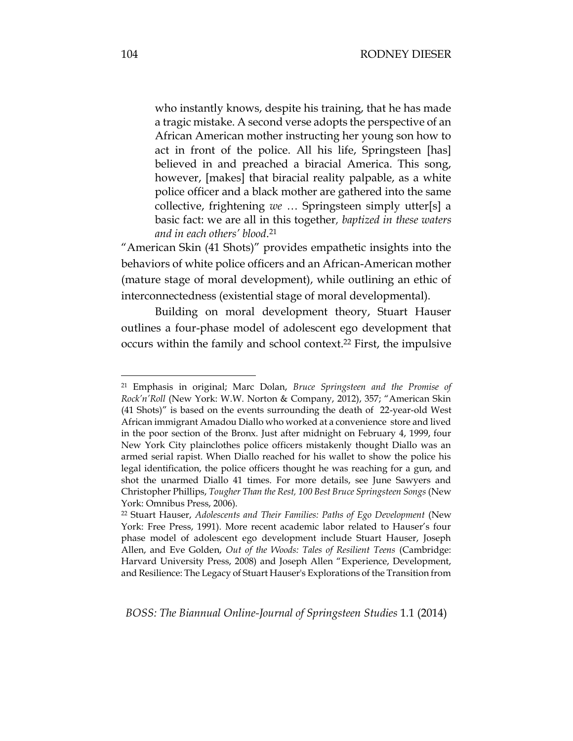> who instantly knows, despite his training, that he has made a tragic mistake. A second verse adopts the perspective of an African American mother instructing her young son how to act in front of the police. All his life, Springsteen [has] believed in and preached a biracial America. This song, however, [makes] that biracial reality palpable, as a white police officer and a black mother are gathered into the same collective, frightening *we* … Springsteen simply utter[s] a basic fact: we are all in this together*, baptized in these waters and in each others' blood*.[21]

"American Skin (41 Shots)" provides empathetic insights into the behaviors of white police officers and an African-American mother (mature stage of moral development), while outlining an ethic of interconnectedness (existential stage of moral developmental).

Building on moral development theory, Stuart Hauser outlines a four-phase model of adolescent ego development that occurs within the family and school context.[22] First, the impulsive

---

[21] Emphasis in original; Marc Dolan, *Bruce Springsteen and the Promise of Rock'n'Roll* (New York: W.W. Norton & Company, 2012), 357; "American Skin (41 Shots)" is based on the events surrounding the death of 22-year-old West African immigrant Amadou Diallo who worked at a convenience store and lived in the poor section of the Bronx. Just after midnight on February 4, 1999, four New York City plainclothes police officers mistakenly thought Diallo was an armed serial rapist. When Diallo reached for his wallet to show the police his legal identification, the police officers thought he was reaching for a gun, and shot the unarmed Diallo 41 times. For more details, see June Sawyers and Christopher Phillips, *Tougher Than the Rest, 100 Best Bruce Springsteen Songs* (New York: Omnibus Press, 2006).

[22] Stuart Hauser, *Adolescents and Their Families: Paths of Ego Development* (New York: Free Press, 1991). More recent academic labor related to Hauser's four phase model of adolescent ego development include Stuart Hauser, Joseph Allen, and Eve Golden, *Out of the Woods: Tales of Resilient Teens* (Cambridge: Harvard University Press, 2008) and Joseph Allen "Experience, Development, and Resilience: The Legacy of Stuart Hauser's Explorations of the Transition from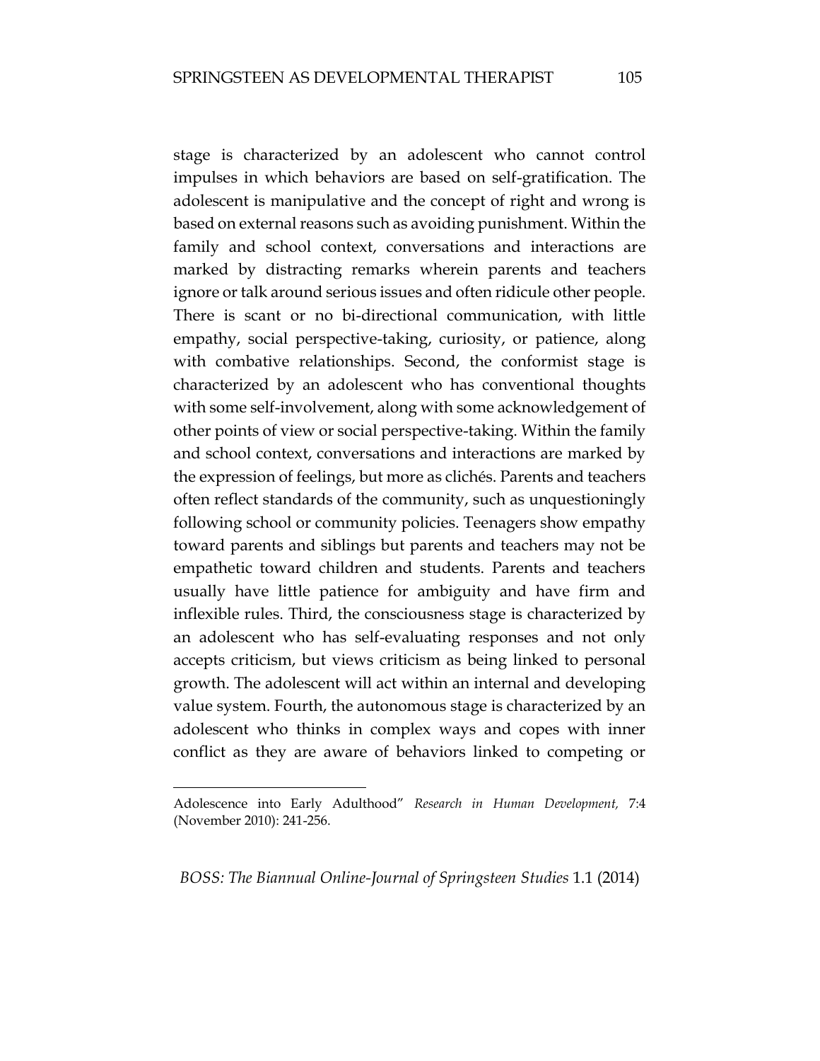stage is characterized by an adolescent who cannot control impulses in which behaviors are based on self-gratification. The adolescent is manipulative and the concept of right and wrong is based on external reasons such as avoiding punishment. Within the family and school context, conversations and interactions are marked by distracting remarks wherein parents and teachers ignore or talk around serious issues and often ridicule other people. There is scant or no bi-directional communication, with little empathy, social perspective-taking, curiosity, or patience, along with combative relationships. Second, the conformist stage is characterized by an adolescent who has conventional thoughts with some self-involvement, along with some acknowledgement of other points of view or social perspective-taking. Within the family and school context, conversations and interactions are marked by the expression of feelings, but more as clichés. Parents and teachers often reflect standards of the community, such as unquestioningly following school or community policies. Teenagers show empathy toward parents and siblings but parents and teachers may not be empathetic toward children and students. Parents and teachers usually have little patience for ambiguity and have firm and inflexible rules. Third, the consciousness stage is characterized by an adolescent who has self-evaluating responses and not only accepts criticism, but views criticism as being linked to personal growth. The adolescent will act within an internal and developing value system. Fourth, the autonomous stage is characterized by an adolescent who thinks in complex ways and copes with inner conflict as they are aware of behaviors linked to competing or

---

Adolescence into Early Adulthood" *Research in Human Development,* 7:4 (November 2010): 241-256.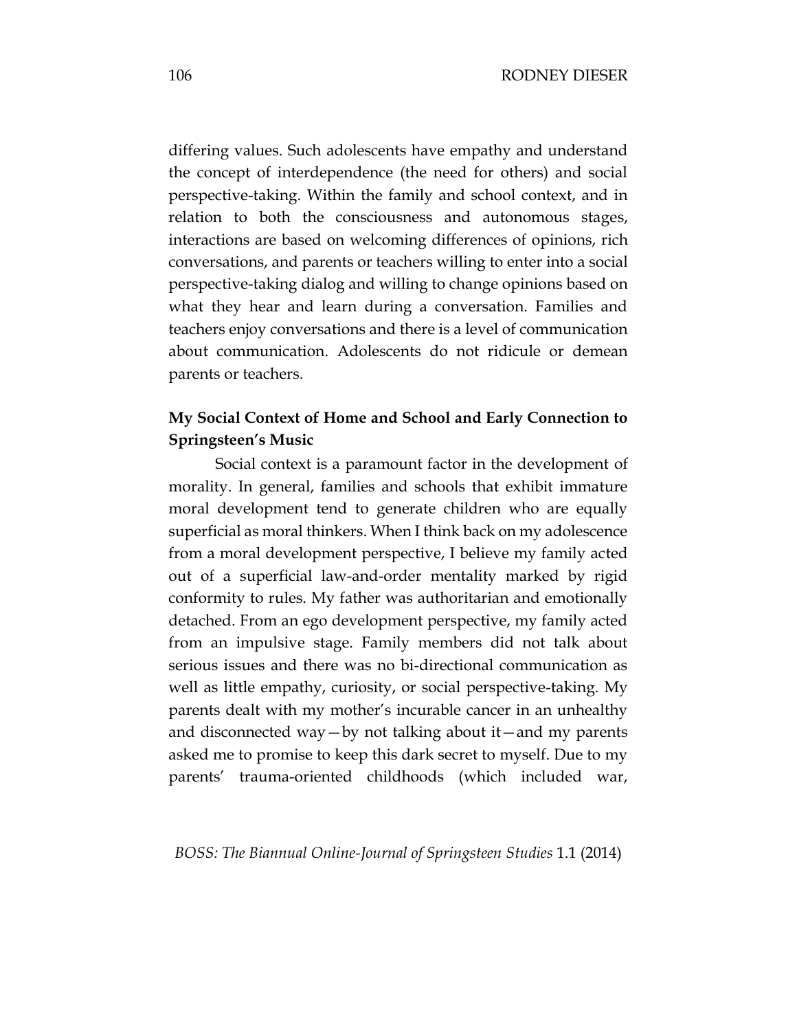differing values. Such adolescents have empathy and understand the concept of interdependence (the need for others) and social perspective-taking. Within the family and school context, and in relation to both the consciousness and autonomous stages, interactions are based on welcoming differences of opinions, rich conversations, and parents or teachers willing to enter into a social perspective-taking dialog and willing to change opinions based on what they hear and learn during a conversation. Families and teachers enjoy conversations and there is a level of communication about communication. Adolescents do not ridicule or demean parents or teachers.

### My Social Context of Home and School and Early Connection to Springsteen's Music

Social context is a paramount factor in the development of morality. In general, families and schools that exhibit immature moral development tend to generate children who are equally superficial as moral thinkers. When I think back on my adolescence from a moral development perspective, I believe my family acted out of a superficial law-and-order mentality marked by rigid conformity to rules. My father was authoritarian and emotionally detached. From an ego development perspective, my family acted from an impulsive stage. Family members did not talk about serious issues and there was no bi-directional communication as well as little empathy, curiosity, or social perspective-taking. My parents dealt with my mother's incurable cancer in an unhealthy and disconnected way—by not talking about it—and my parents asked me to promise to keep this dark secret to myself. Due to my parents' trauma-oriented childhoods (which included war,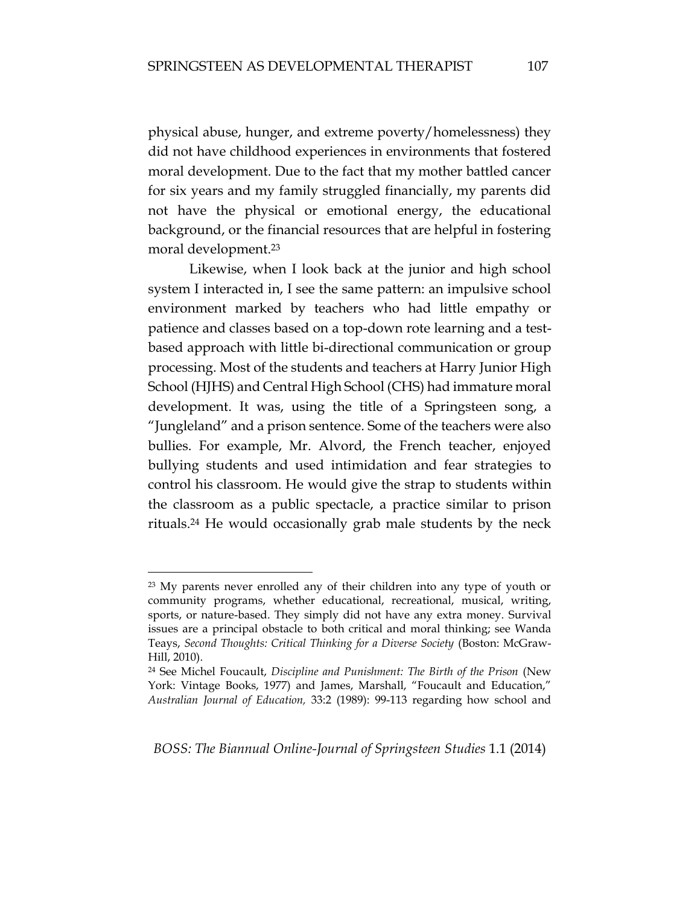physical abuse, hunger, and extreme poverty/homelessness) they did not have childhood experiences in environments that fostered moral development. Due to the fact that my mother battled cancer for six years and my family struggled financially, my parents did not have the physical or emotional energy, the educational background, or the financial resources that are helpful in fostering moral development.[23]

Likewise, when I look back at the junior and high school system I interacted in, I see the same pattern: an impulsive school environment marked by teachers who had little empathy or patience and classes based on a top-down rote learning and a test-based approach with little bi-directional communication or group processing. Most of the students and teachers at Harry Junior High School (HJHS) and Central High School (CHS) had immature moral development. It was, using the title of a Springsteen song, a "Jungleland" and a prison sentence. Some of the teachers were also bullies. For example, Mr. Alvord, the French teacher, enjoyed bullying students and used intimidation and fear strategies to control his classroom. He would give the strap to students within the classroom as a public spectacle, a practice similar to prison rituals.[24] He would occasionally grab male students by the neck

---

[23] My parents never enrolled any of their children into any type of youth or community programs, whether educational, recreational, musical, writing, sports, or nature-based. They simply did not have any extra money. Survival issues are a principal obstacle to both critical and moral thinking; see Wanda Teays, *Second Thoughts: Critical Thinking for a Diverse Society* (Boston: McGraw-Hill, 2010).

[24] See Michel Foucault, *Discipline and Punishment: The Birth of the Prison* (New York: Vintage Books, 1977) and James, Marshall, "Foucault and Education," *Australian Journal of Education,* 33:2 (1989): 99-113 regarding how school and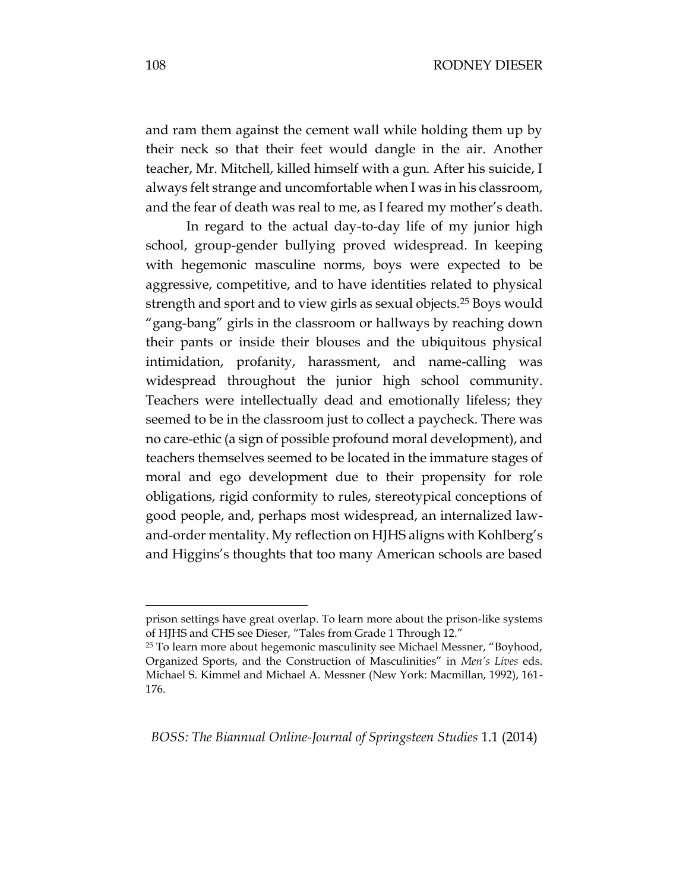and ram them against the cement wall while holding them up by their neck so that their feet would dangle in the air. Another teacher, Mr. Mitchell, killed himself with a gun. After his suicide, I always felt strange and uncomfortable when I was in his classroom, and the fear of death was real to me, as I feared my mother's death.

In regard to the actual day-to-day life of my junior high school, group-gender bullying proved widespread. In keeping with hegemonic masculine norms, boys were expected to be aggressive, competitive, and to have identities related to physical strength and sport and to view girls as sexual objects.[25] Boys would "gang-bang" girls in the classroom or hallways by reaching down their pants or inside their blouses and the ubiquitous physical intimidation, profanity, harassment, and name-calling was widespread throughout the junior high school community. Teachers were intellectually dead and emotionally lifeless; they seemed to be in the classroom just to collect a paycheck. There was no care-ethic (a sign of possible profound moral development), and teachers themselves seemed to be located in the immature stages of moral and ego development due to their propensity for role obligations, rigid conformity to rules, stereotypical conceptions of good people, and, perhaps most widespread, an internalized law-and-order mentality. My reflection on HJHS aligns with Kohlberg's and Higgins's thoughts that too many American schools are based

---

prison settings have great overlap. To learn more about the prison-like systems of HJHS and CHS see Dieser, "Tales from Grade 1 Through 12."

[25] To learn more about hegemonic masculinity see Michael Messner, "Boyhood, Organized Sports, and the Construction of Masculinities" in *Men's Lives* eds. Michael S. Kimmel and Michael A. Messner (New York: Macmillan, 1992), 161-176.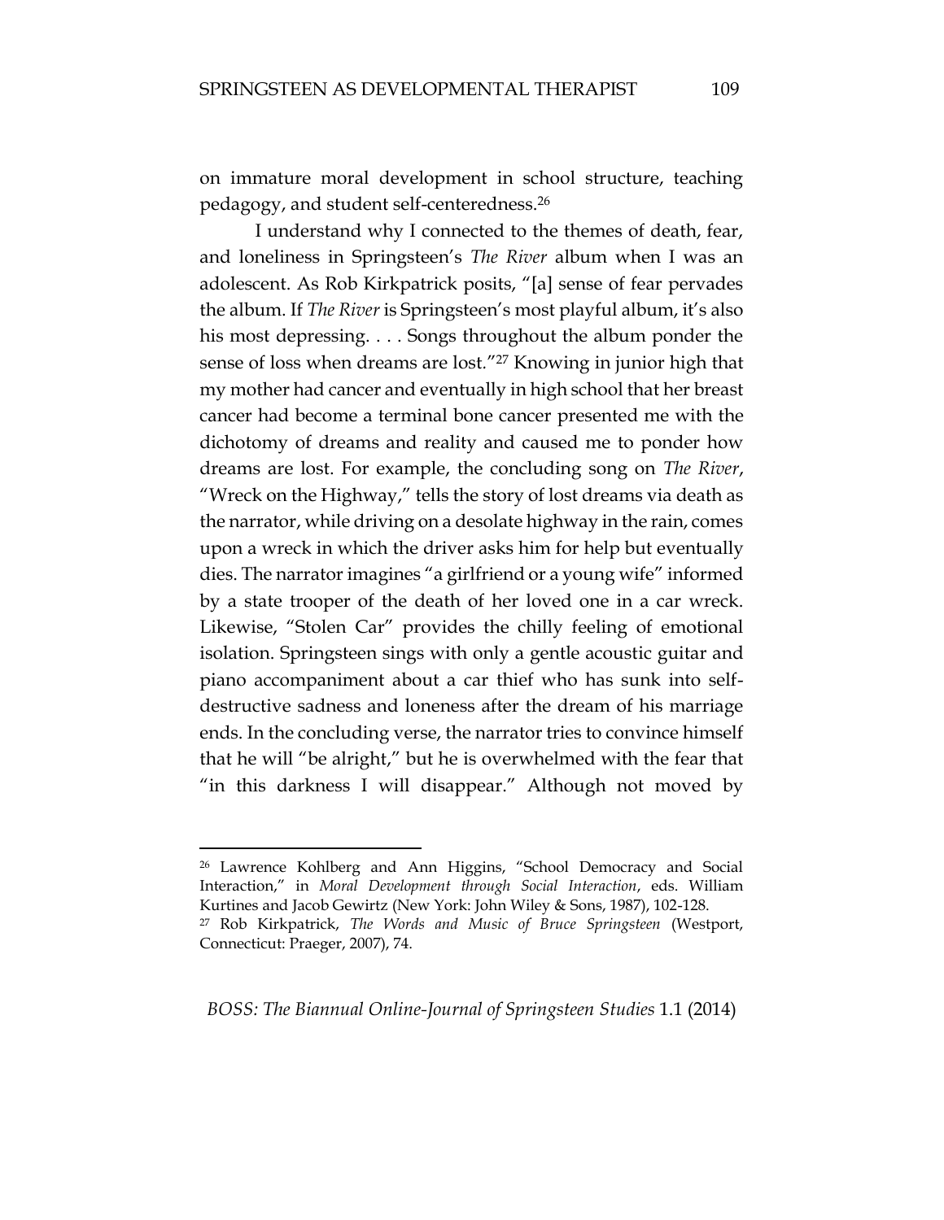on immature moral development in school structure, teaching pedagogy, and student self-centeredness.[26]

I understand why I connected to the themes of death, fear, and loneliness in Springsteen's *The River* album when I was an adolescent. As Rob Kirkpatrick posits, "[a] sense of fear pervades the album. If *The River* is Springsteen's most playful album, it's also his most depressing. . . . Songs throughout the album ponder the sense of loss when dreams are lost."[27] Knowing in junior high that my mother had cancer and eventually in high school that her breast cancer had become a terminal bone cancer presented me with the dichotomy of dreams and reality and caused me to ponder how dreams are lost. For example, the concluding song on *The River*, "Wreck on the Highway," tells the story of lost dreams via death as the narrator, while driving on a desolate highway in the rain, comes upon a wreck in which the driver asks him for help but eventually dies. The narrator imagines "a girlfriend or a young wife" informed by a state trooper of the death of her loved one in a car wreck. Likewise, "Stolen Car" provides the chilly feeling of emotional isolation. Springsteen sings with only a gentle acoustic guitar and piano accompaniment about a car thief who has sunk into self-destructive sadness and loneness after the dream of his marriage ends. In the concluding verse, the narrator tries to convince himself that he will "be alright," but he is overwhelmed with the fear that "in this darkness I will disappear." Although not moved by

---

[26] Lawrence Kohlberg and Ann Higgins, "School Democracy and Social Interaction," in *Moral Development through Social Interaction*, eds. William Kurtines and Jacob Gewirtz (New York: John Wiley & Sons, 1987), 102-128.

[27] Rob Kirkpatrick, *The Words and Music of Bruce Springsteen* (Westport, Connecticut: Praeger, 2007), 74.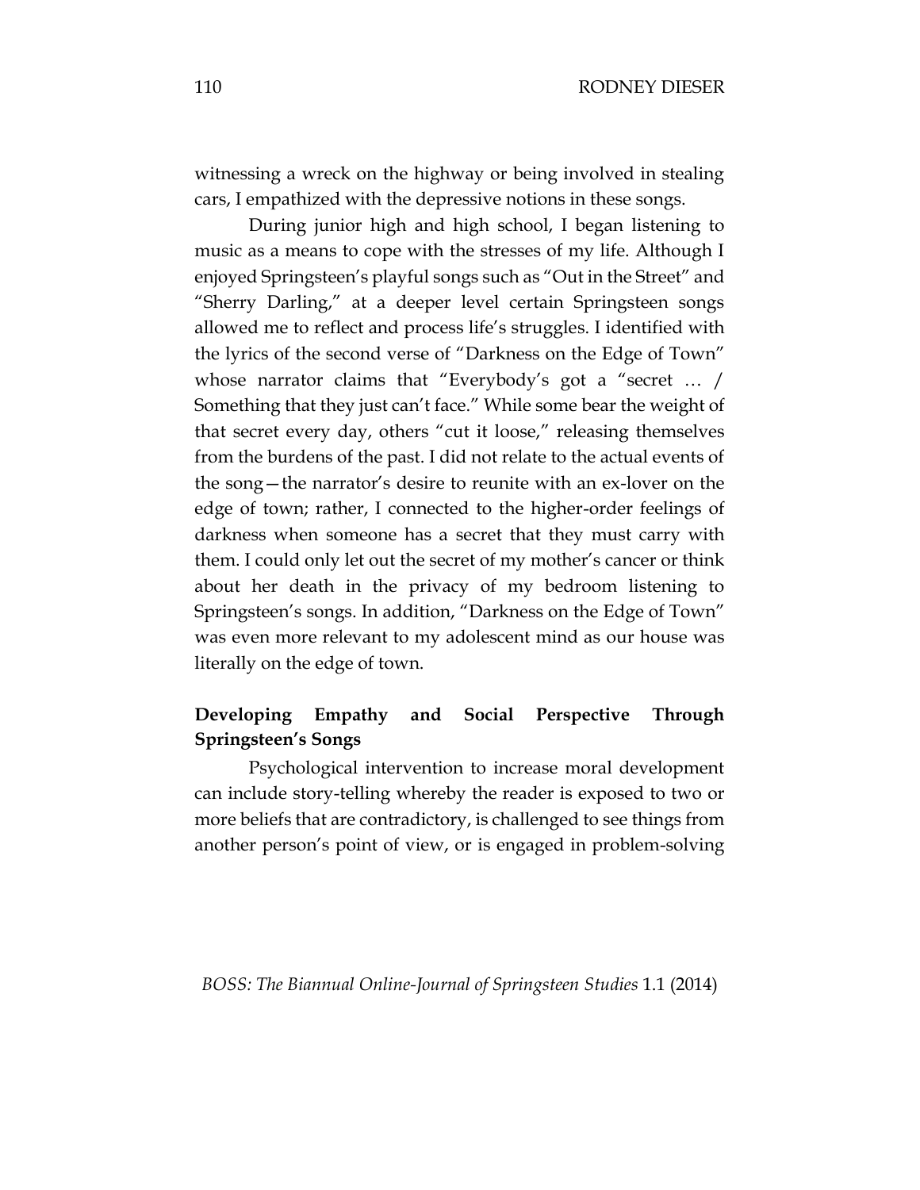witnessing a wreck on the highway or being involved in stealing cars, I empathized with the depressive notions in these songs.

During junior high and high school, I began listening to music as a means to cope with the stresses of my life. Although I enjoyed Springsteen's playful songs such as "Out in the Street" and "Sherry Darling," at a deeper level certain Springsteen songs allowed me to reflect and process life's struggles. I identified with the lyrics of the second verse of "Darkness on the Edge of Town" whose narrator claims that "Everybody's got a "secret … / Something that they just can't face." While some bear the weight of that secret every day, others "cut it loose," releasing themselves from the burdens of the past. I did not relate to the actual events of the song—the narrator's desire to reunite with an ex-lover on the edge of town; rather, I connected to the higher-order feelings of darkness when someone has a secret that they must carry with them. I could only let out the secret of my mother's cancer or think about her death in the privacy of my bedroom listening to Springsteen's songs. In addition, "Darkness on the Edge of Town" was even more relevant to my adolescent mind as our house was literally on the edge of town.

**Developing Empathy and Social Perspective Through Springsteen's Songs**

Psychological intervention to increase moral development can include story-telling whereby the reader is exposed to two or more beliefs that are contradictory, is challenged to see things from another person's point of view, or is engaged in problem-solving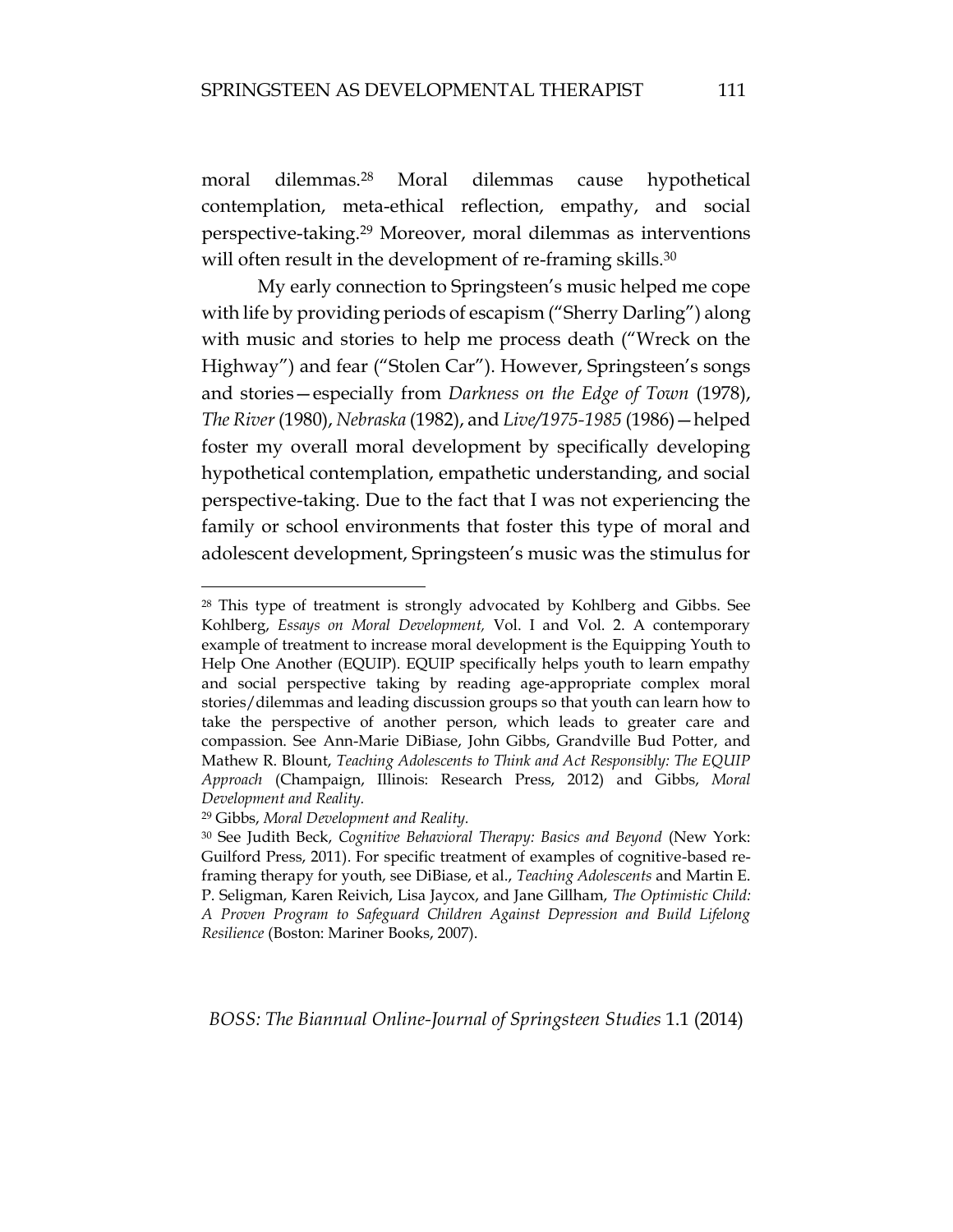moral dilemmas.[28] Moral dilemmas cause hypothetical contemplation, meta-ethical reflection, empathy, and social perspective-taking.[29] Moreover, moral dilemmas as interventions will often result in the development of re-framing skills.[30]

My early connection to Springsteen's music helped me cope with life by providing periods of escapism ("Sherry Darling") along with music and stories to help me process death ("Wreck on the Highway") and fear ("Stolen Car"). However, Springsteen's songs and stories—especially from *Darkness on the Edge of Town* (1978), *The River* (1980), *Nebraska* (1982), and *Live/1975-1985* (1986)—helped foster my overall moral development by specifically developing hypothetical contemplation, empathetic understanding, and social perspective-taking. Due to the fact that I was not experiencing the family or school environments that foster this type of moral and adolescent development, Springsteen's music was the stimulus for

---

[28] This type of treatment is strongly advocated by Kohlberg and Gibbs. See Kohlberg, *Essays on Moral Development,* Vol. I and Vol. 2. A contemporary example of treatment to increase moral development is the Equipping Youth to Help One Another (EQUIP). EQUIP specifically helps youth to learn empathy and social perspective taking by reading age-appropriate complex moral stories/dilemmas and leading discussion groups so that youth can learn how to take the perspective of another person, which leads to greater care and compassion. See Ann-Marie DiBiase, John Gibbs, Grandville Bud Potter, and Mathew R. Blount, *Teaching Adolescents to Think and Act Responsibly: The EQUIP Approach* (Champaign, Illinois: Research Press, 2012) and Gibbs, *Moral Development and Reality.*

[29] Gibbs, *Moral Development and Reality.*

[30] See Judith Beck, *Cognitive Behavioral Therapy: Basics and Beyond* (New York: Guilford Press, 2011). For specific treatment of examples of cognitive-based re-framing therapy for youth, see DiBiase, et al., *Teaching Adolescents* and Martin E. P. Seligman, Karen Reivich, Lisa Jaycox, and Jane Gillham, *The Optimistic Child: A Proven Program to Safeguard Children Against Depression and Build Lifelong Resilience* (Boston: Mariner Books, 2007).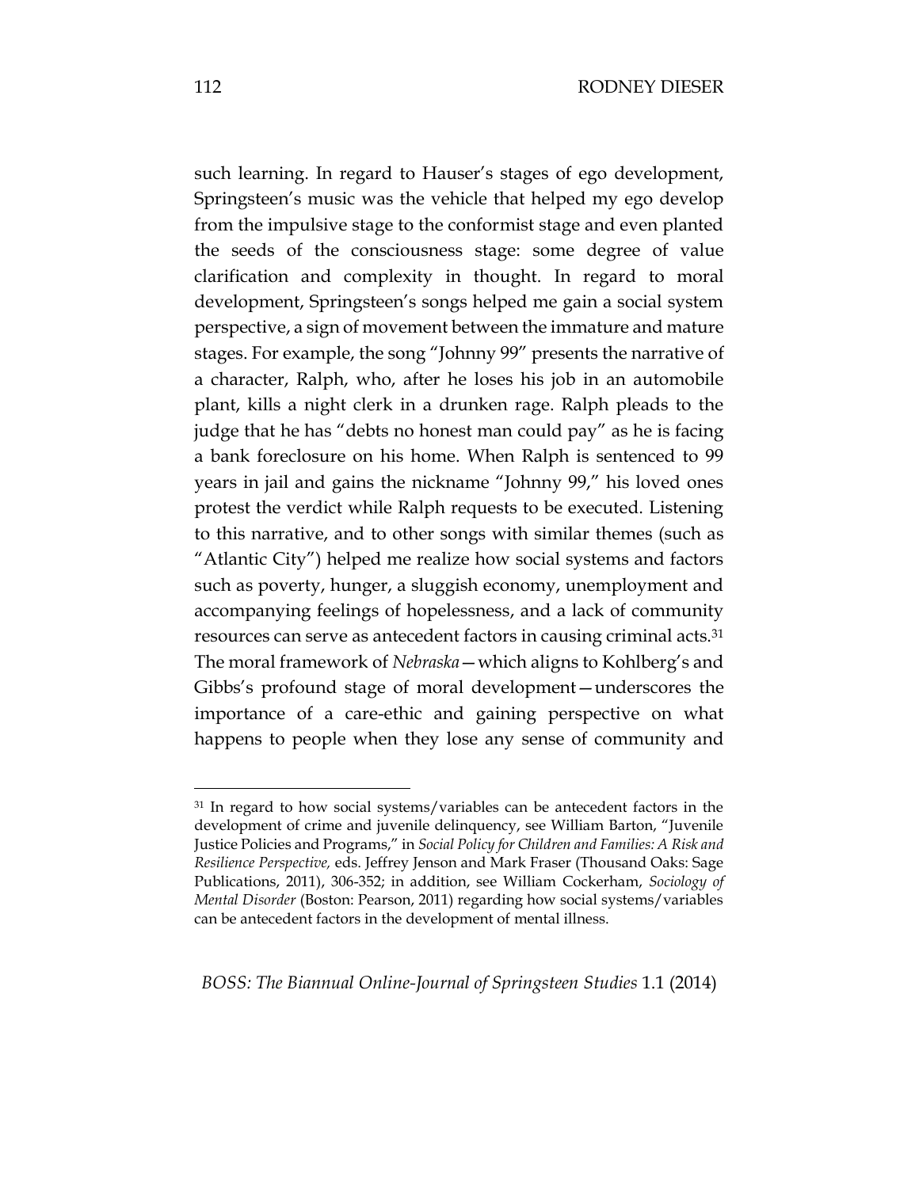such learning. In regard to Hauser's stages of ego development, Springsteen's music was the vehicle that helped my ego develop from the impulsive stage to the conformist stage and even planted the seeds of the consciousness stage: some degree of value clarification and complexity in thought. In regard to moral development, Springsteen's songs helped me gain a social system perspective, a sign of movement between the immature and mature stages. For example, the song "Johnny 99" presents the narrative of a character, Ralph, who, after he loses his job in an automobile plant, kills a night clerk in a drunken rage. Ralph pleads to the judge that he has "debts no honest man could pay" as he is facing a bank foreclosure on his home. When Ralph is sentenced to 99 years in jail and gains the nickname "Johnny 99," his loved ones protest the verdict while Ralph requests to be executed. Listening to this narrative, and to other songs with similar themes (such as "Atlantic City") helped me realize how social systems and factors such as poverty, hunger, a sluggish economy, unemployment and accompanying feelings of hopelessness, and a lack of community resources can serve as antecedent factors in causing criminal acts.[31] The moral framework of *Nebraska*—which aligns to Kohlberg's and Gibbs's profound stage of moral development—underscores the importance of a care-ethic and gaining perspective on what happens to people when they lose any sense of community and

---

[31] In regard to how social systems/variables can be antecedent factors in the development of crime and juvenile delinquency, see William Barton, "Juvenile Justice Policies and Programs," in *Social Policy for Children and Families: A Risk and Resilience Perspective,* eds. Jeffrey Jenson and Mark Fraser (Thousand Oaks: Sage Publications, 2011), 306-352; in addition, see William Cockerham, *Sociology of Mental Disorder* (Boston: Pearson, 2011) regarding how social systems/variables can be antecedent factors in the development of mental illness.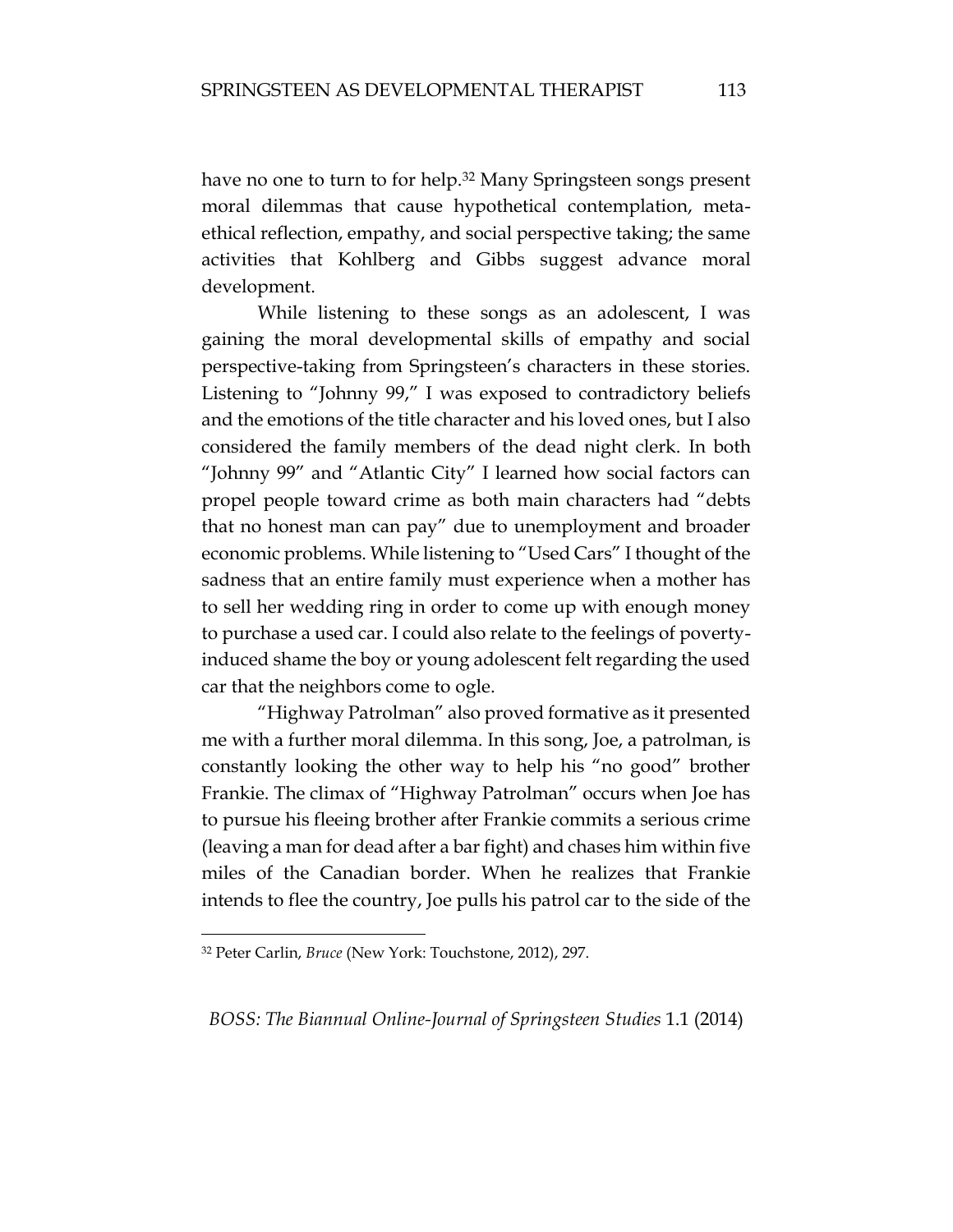have no one to turn to for help.[32] Many Springsteen songs present moral dilemmas that cause hypothetical contemplation, meta-ethical reflection, empathy, and social perspective taking; the same activities that Kohlberg and Gibbs suggest advance moral development.

While listening to these songs as an adolescent, I was gaining the moral developmental skills of empathy and social perspective-taking from Springsteen's characters in these stories. Listening to "Johnny 99," I was exposed to contradictory beliefs and the emotions of the title character and his loved ones, but I also considered the family members of the dead night clerk. In both "Johnny 99" and "Atlantic City" I learned how social factors can propel people toward crime as both main characters had "debts that no honest man can pay" due to unemployment and broader economic problems. While listening to "Used Cars" I thought of the sadness that an entire family must experience when a mother has to sell her wedding ring in order to come up with enough money to purchase a used car. I could also relate to the feelings of poverty-induced shame the boy or young adolescent felt regarding the used car that the neighbors come to ogle.

"Highway Patrolman" also proved formative as it presented me with a further moral dilemma. In this song, Joe, a patrolman, is constantly looking the other way to help his "no good" brother Frankie. The climax of "Highway Patrolman" occurs when Joe has to pursue his fleeing brother after Frankie commits a serious crime (leaving a man for dead after a bar fight) and chases him within five miles of the Canadian border. When he realizes that Frankie intends to flee the country, Joe pulls his patrol car to the side of the

[32] Peter Carlin, *Bruce* (New York: Touchstone, 2012), 297.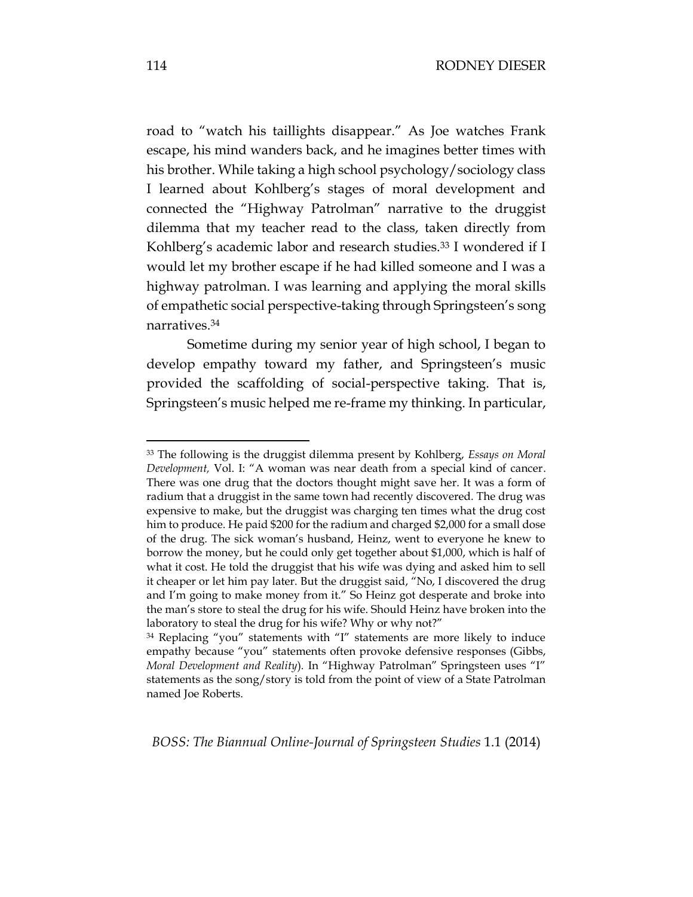road to "watch his taillights disappear." As Joe watches Frank escape, his mind wanders back, and he imagines better times with his brother. While taking a high school psychology/sociology class I learned about Kohlberg's stages of moral development and connected the "Highway Patrolman" narrative to the druggist dilemma that my teacher read to the class, taken directly from Kohlberg's academic labor and research studies.[33] I wondered if I would let my brother escape if he had killed someone and I was a highway patrolman. I was learning and applying the moral skills of empathetic social perspective-taking through Springsteen's song narratives.[34]

Sometime during my senior year of high school, I began to develop empathy toward my father, and Springsteen's music provided the scaffolding of social-perspective taking. That is, Springsteen's music helped me re-frame my thinking. In particular,

---

[33] The following is the druggist dilemma present by Kohlberg, *Essays on Moral Development,* Vol. I: "A woman was near death from a special kind of cancer. There was one drug that the doctors thought might save her. It was a form of radium that a druggist in the same town had recently discovered. The drug was expensive to make, but the druggist was charging ten times what the drug cost him to produce. He paid $200 for the radium and charged $2,000 for a small dose of the drug. The sick woman's husband, Heinz, went to everyone he knew to borrow the money, but he could only get together about $1,000, which is half of what it cost. He told the druggist that his wife was dying and asked him to sell it cheaper or let him pay later. But the druggist said, "No, I discovered the drug and I'm going to make money from it." So Heinz got desperate and broke into the man's store to steal the drug for his wife. Should Heinz have broken into the laboratory to steal the drug for his wife? Why or why not?"

[34] Replacing "you" statements with "I" statements are more likely to induce empathy because "you" statements often provoke defensive responses (Gibbs, *Moral Development and Reality*). In "Highway Patrolman" Springsteen uses "I" statements as the song/story is told from the point of view of a State Patrolman named Joe Roberts.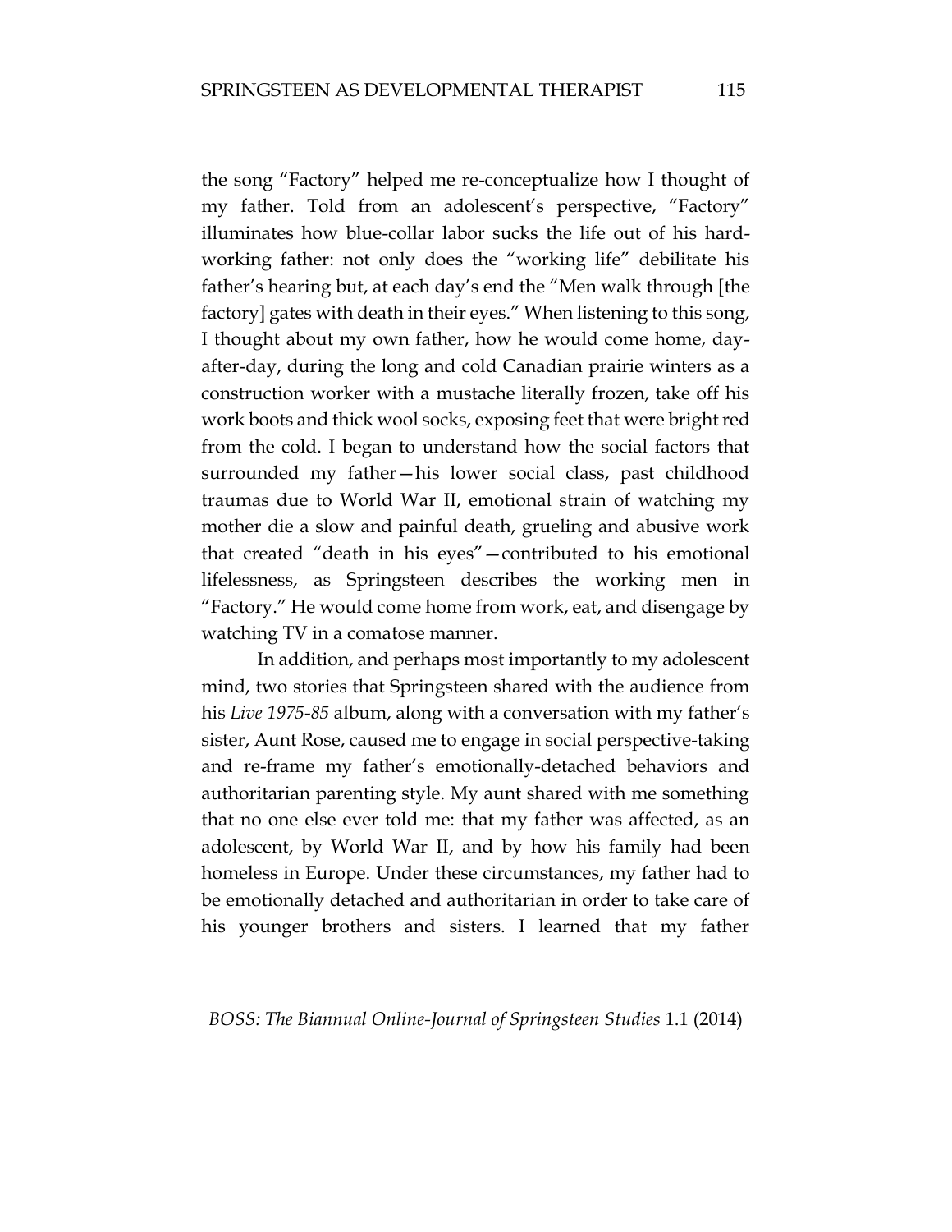the song "Factory" helped me re-conceptualize how I thought of my father. Told from an adolescent's perspective, "Factory" illuminates how blue-collar labor sucks the life out of his hard-working father: not only does the "working life" debilitate his father's hearing but, at each day's end the "Men walk through [the factory] gates with death in their eyes." When listening to this song, I thought about my own father, how he would come home, day-after-day, during the long and cold Canadian prairie winters as a construction worker with a mustache literally frozen, take off his work boots and thick wool socks, exposing feet that were bright red from the cold. I began to understand how the social factors that surrounded my father—his lower social class, past childhood traumas due to World War II, emotional strain of watching my mother die a slow and painful death, grueling and abusive work that created "death in his eyes"—contributed to his emotional lifelessness, as Springsteen describes the working men in "Factory." He would come home from work, eat, and disengage by watching TV in a comatose manner.

In addition, and perhaps most importantly to my adolescent mind, two stories that Springsteen shared with the audience from his *Live 1975-85* album, along with a conversation with my father's sister, Aunt Rose, caused me to engage in social perspective-taking and re-frame my father's emotionally-detached behaviors and authoritarian parenting style. My aunt shared with me something that no one else ever told me: that my father was affected, as an adolescent, by World War II, and by how his family had been homeless in Europe. Under these circumstances, my father had to be emotionally detached and authoritarian in order to take care of his younger brothers and sisters. I learned that my father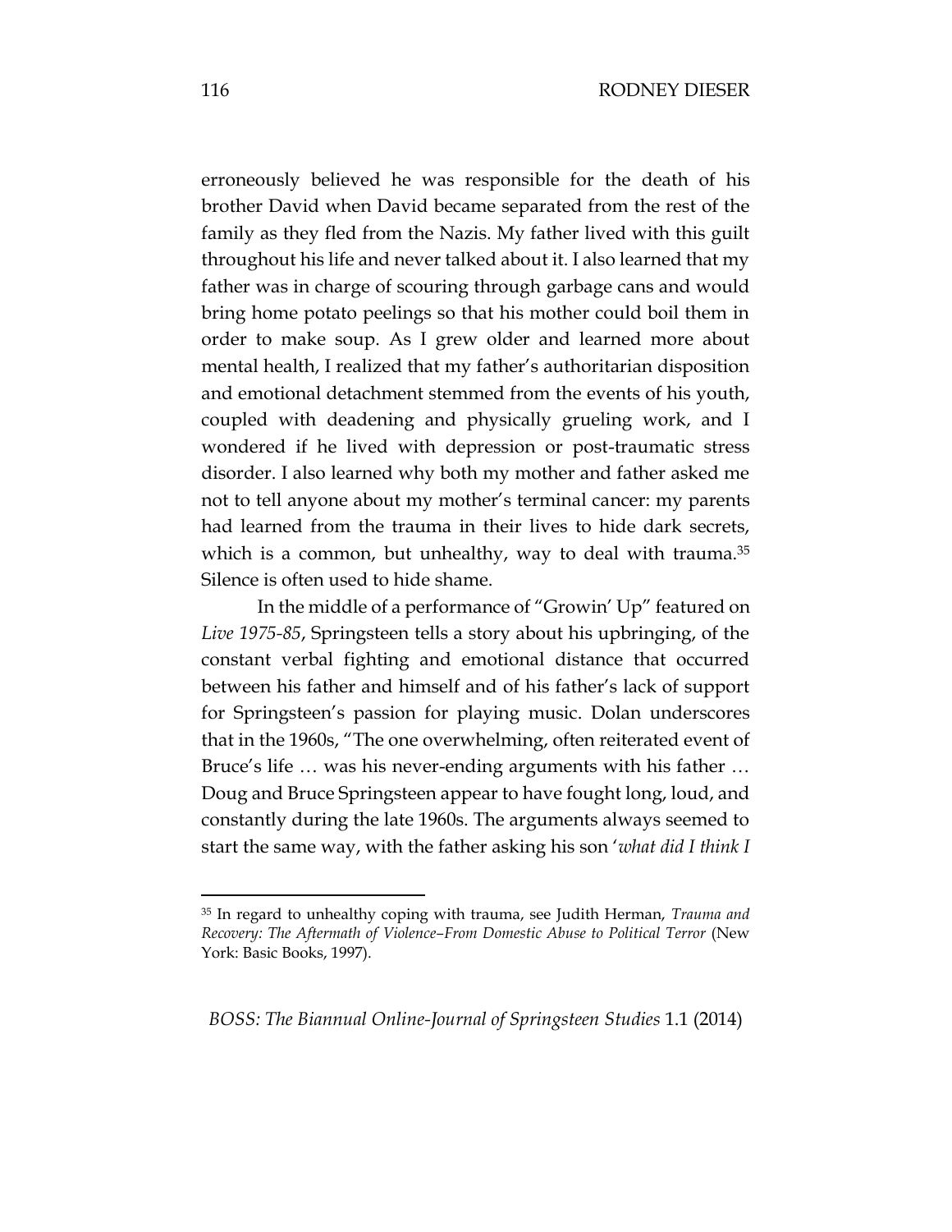erroneously believed he was responsible for the death of his brother David when David became separated from the rest of the family as they fled from the Nazis. My father lived with this guilt throughout his life and never talked about it. I also learned that my father was in charge of scouring through garbage cans and would bring home potato peelings so that his mother could boil them in order to make soup. As I grew older and learned more about mental health, I realized that my father's authoritarian disposition and emotional detachment stemmed from the events of his youth, coupled with deadening and physically grueling work, and I wondered if he lived with depression or post-traumatic stress disorder. I also learned why both my mother and father asked me not to tell anyone about my mother's terminal cancer: my parents had learned from the trauma in their lives to hide dark secrets, which is a common, but unhealthy, way to deal with trauma.[35] Silence is often used to hide shame.

In the middle of a performance of "Growin' Up" featured on *Live 1975-85*, Springsteen tells a story about his upbringing, of the constant verbal fighting and emotional distance that occurred between his father and himself and of his father's lack of support for Springsteen's passion for playing music. Dolan underscores that in the 1960s, "The one overwhelming, often reiterated event of Bruce's life … was his never-ending arguments with his father … Doug and Bruce Springsteen appear to have fought long, loud, and constantly during the late 1960s. The arguments always seemed to start the same way, with the father asking his son '*what did I think I*

---

[35] In regard to unhealthy coping with trauma, see Judith Herman, *Trauma and Recovery: The Aftermath of Violence–From Domestic Abuse to Political Terror* (New York: Basic Books, 1997).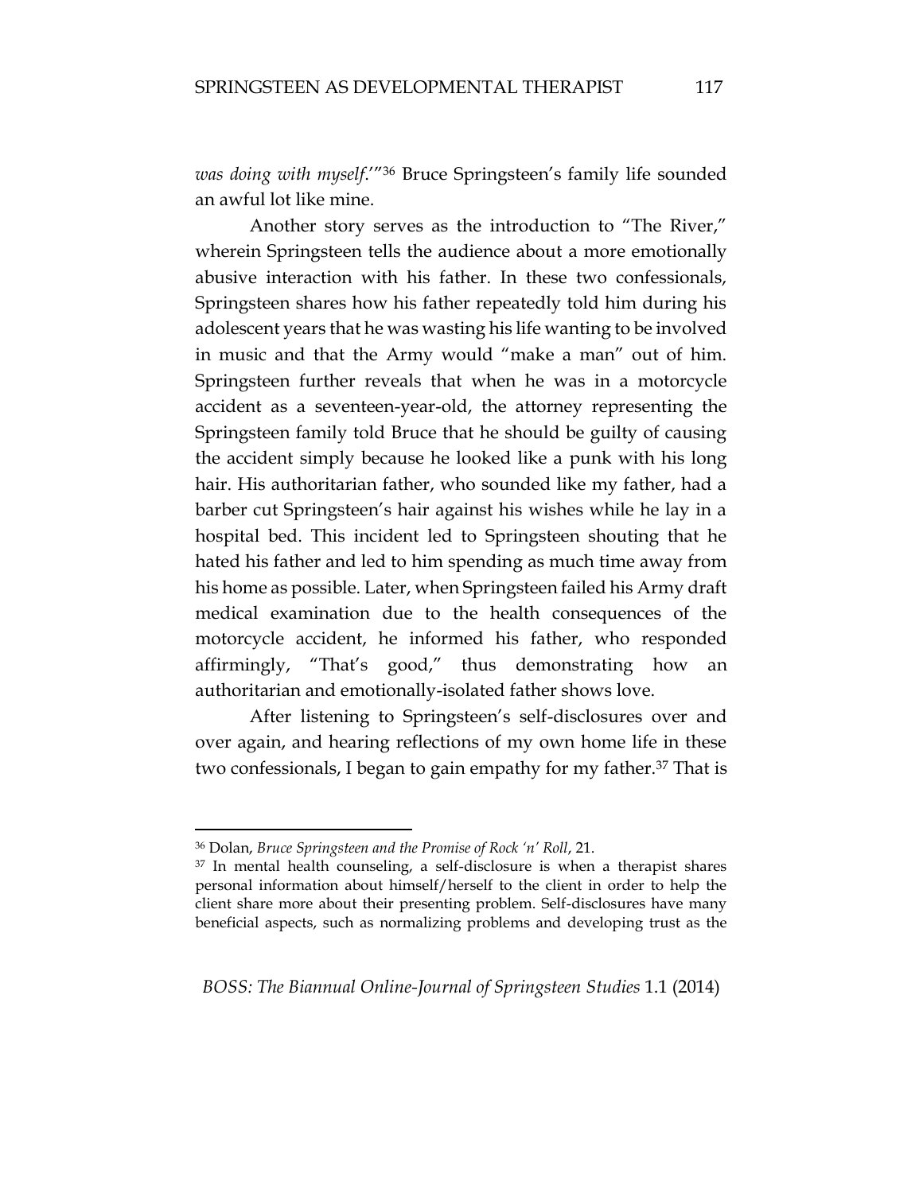*was doing with myself*.'"[36] Bruce Springsteen's family life sounded an awful lot like mine.

Another story serves as the introduction to "The River," wherein Springsteen tells the audience about a more emotionally abusive interaction with his father. In these two confessionals, Springsteen shares how his father repeatedly told him during his adolescent years that he was wasting his life wanting to be involved in music and that the Army would "make a man" out of him. Springsteen further reveals that when he was in a motorcycle accident as a seventeen-year-old, the attorney representing the Springsteen family told Bruce that he should be guilty of causing the accident simply because he looked like a punk with his long hair. His authoritarian father, who sounded like my father, had a barber cut Springsteen's hair against his wishes while he lay in a hospital bed. This incident led to Springsteen shouting that he hated his father and led to him spending as much time away from his home as possible. Later, when Springsteen failed his Army draft medical examination due to the health consequences of the motorcycle accident, he informed his father, who responded affirmingly, "That's good," thus demonstrating how an authoritarian and emotionally-isolated father shows love.

After listening to Springsteen's self-disclosures over and over again, and hearing reflections of my own home life in these two confessionals, I began to gain empathy for my father.[37] That is

---

[36] Dolan, *Bruce Springsteen and the Promise of Rock 'n' Roll*, 21.

[37] In mental health counseling, a self-disclosure is when a therapist shares personal information about himself/herself to the client in order to help the client share more about their presenting problem. Self-disclosures have many beneficial aspects, such as normalizing problems and developing trust as the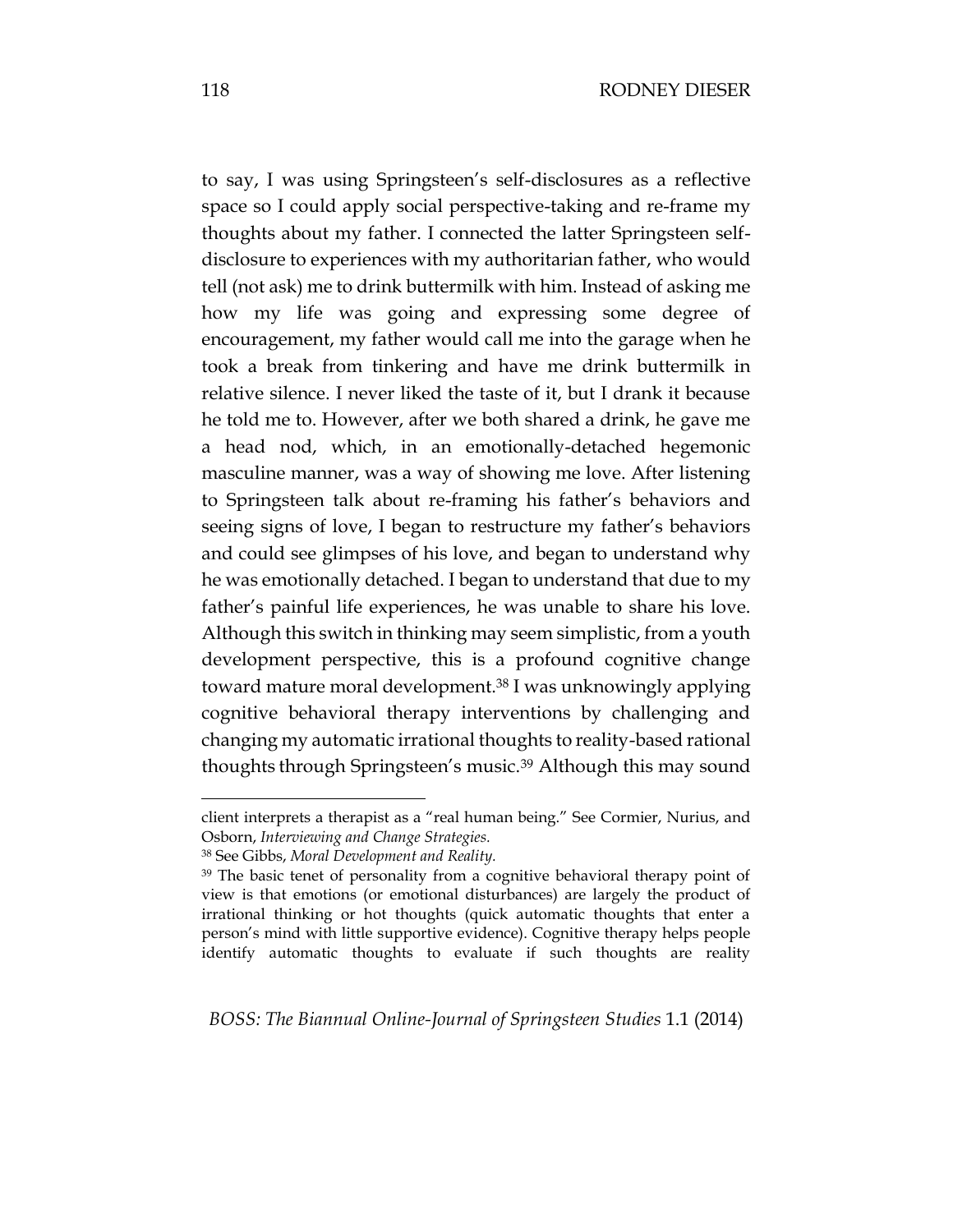to say, I was using Springsteen's self-disclosures as a reflective space so I could apply social perspective-taking and re-frame my thoughts about my father. I connected the latter Springsteen self-disclosure to experiences with my authoritarian father, who would tell (not ask) me to drink buttermilk with him. Instead of asking me how my life was going and expressing some degree of encouragement, my father would call me into the garage when he took a break from tinkering and have me drink buttermilk in relative silence. I never liked the taste of it, but I drank it because he told me to. However, after we both shared a drink, he gave me a head nod, which, in an emotionally-detached hegemonic masculine manner, was a way of showing me love. After listening to Springsteen talk about re-framing his father's behaviors and seeing signs of love, I began to restructure my father's behaviors and could see glimpses of his love, and began to understand why he was emotionally detached. I began to understand that due to my father's painful life experiences, he was unable to share his love. Although this switch in thinking may seem simplistic, from a youth development perspective, this is a profound cognitive change toward mature moral development.[38] I was unknowingly applying cognitive behavioral therapy interventions by challenging and changing my automatic irrational thoughts to reality-based rational thoughts through Springsteen's music.[39] Although this may sound

---

client interprets a therapist as a "real human being." See Cormier, Nurius, and Osborn, *Interviewing and Change Strategies.*

[38] See Gibbs, *Moral Development and Reality.*

[39] The basic tenet of personality from a cognitive behavioral therapy point of view is that emotions (or emotional disturbances) are largely the product of irrational thinking or hot thoughts (quick automatic thoughts that enter a person's mind with little supportive evidence). Cognitive therapy helps people identify automatic thoughts to evaluate if such thoughts are reality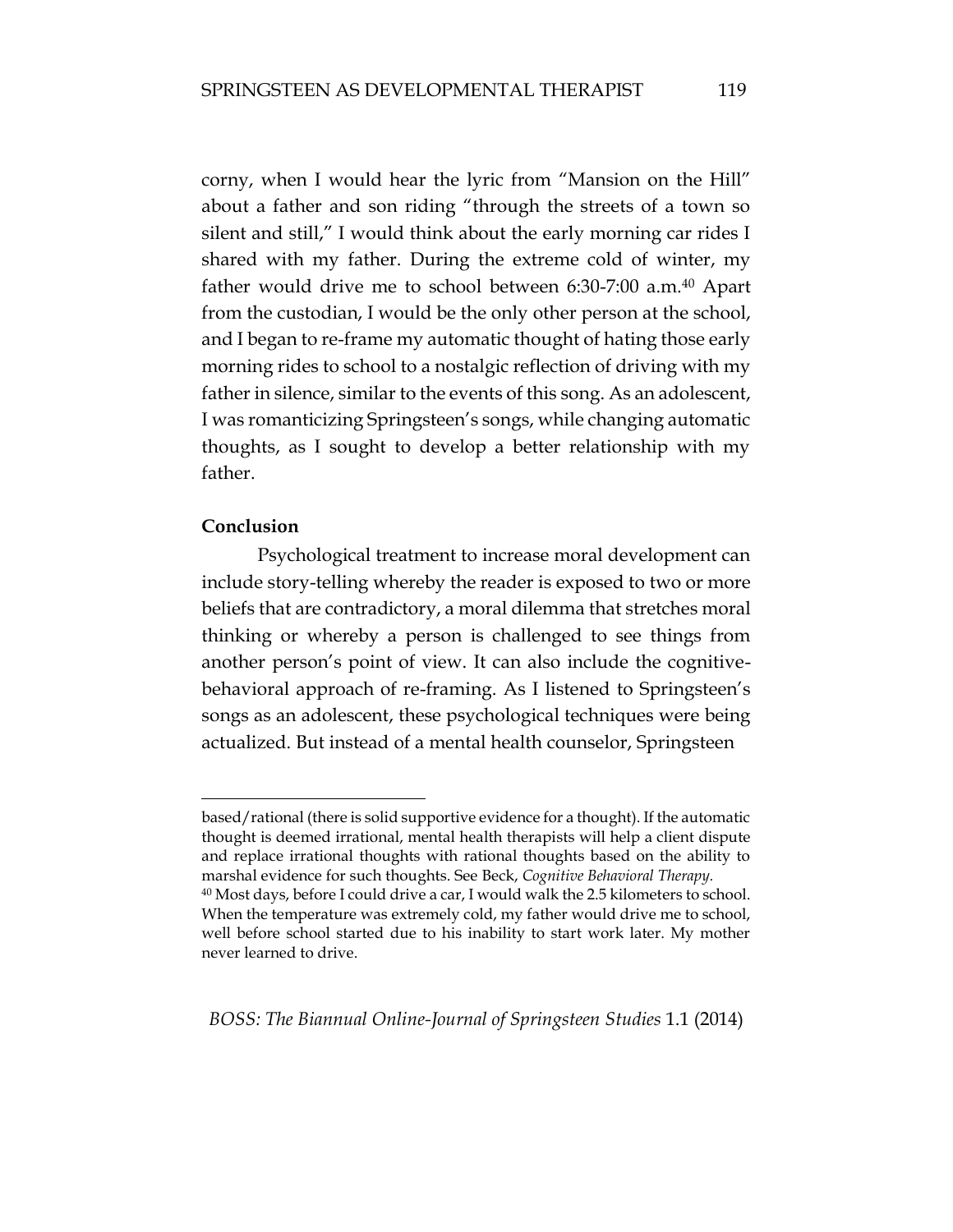corny, when I would hear the lyric from "Mansion on the Hill" about a father and son riding "through the streets of a town so silent and still," I would think about the early morning car rides I shared with my father. During the extreme cold of winter, my father would drive me to school between 6:30-7:00 a.m.[40] Apart from the custodian, I would be the only other person at the school, and I began to re-frame my automatic thought of hating those early morning rides to school to a nostalgic reflection of driving with my father in silence, similar to the events of this song. As an adolescent, I was romanticizing Springsteen's songs, while changing automatic thoughts, as I sought to develop a better relationship with my father.

**Conclusion**

Psychological treatment to increase moral development can include story-telling whereby the reader is exposed to two or more beliefs that are contradictory, a moral dilemma that stretches moral thinking or whereby a person is challenged to see things from another person's point of view. It can also include the cognitive-behavioral approach of re-framing. As I listened to Springsteen's songs as an adolescent, these psychological techniques were being actualized. But instead of a mental health counselor, Springsteen

---

based/rational (there is solid supportive evidence for a thought). If the automatic thought is deemed irrational, mental health therapists will help a client dispute and replace irrational thoughts with rational thoughts based on the ability to marshal evidence for such thoughts. See Beck, *Cognitive Behavioral Therapy.*

[40] Most days, before I could drive a car, I would walk the 2.5 kilometers to school. When the temperature was extremely cold, my father would drive me to school, well before school started due to his inability to start work later. My mother never learned to drive.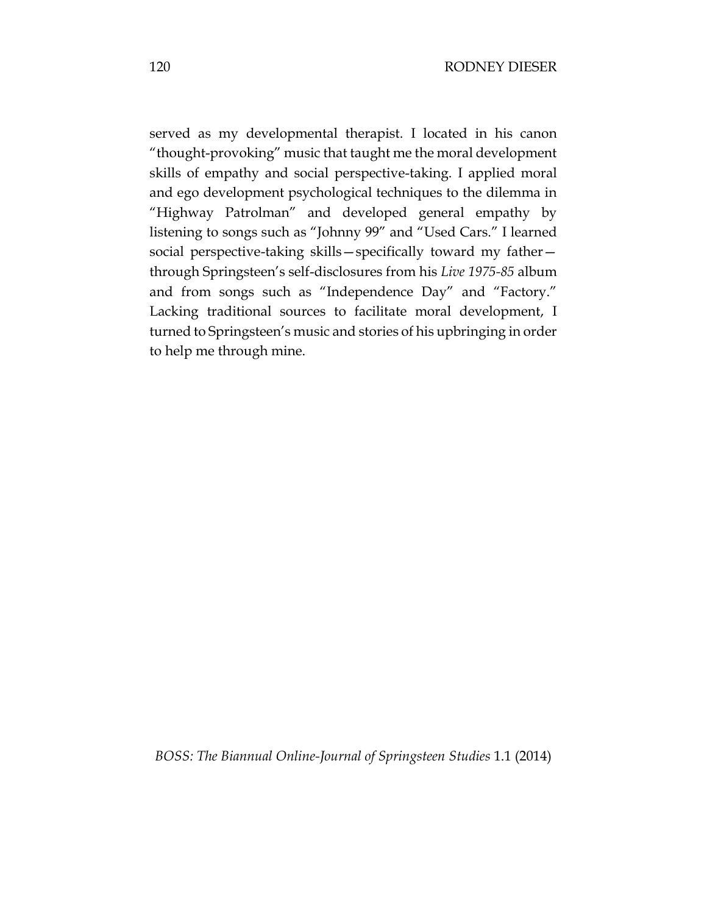served as my developmental therapist. I located in his canon "thought-provoking" music that taught me the moral development skills of empathy and social perspective-taking. I applied moral and ego development psychological techniques to the dilemma in "Highway Patrolman" and developed general empathy by listening to songs such as "Johnny 99" and "Used Cars." I learned social perspective-taking skills—specifically toward my father—through Springsteen's self-disclosures from his *Live 1975-85* album and from songs such as "Independence Day" and "Factory." Lacking traditional sources to facilitate moral development, I turned to Springsteen's music and stories of his upbringing in order to help me through mine.